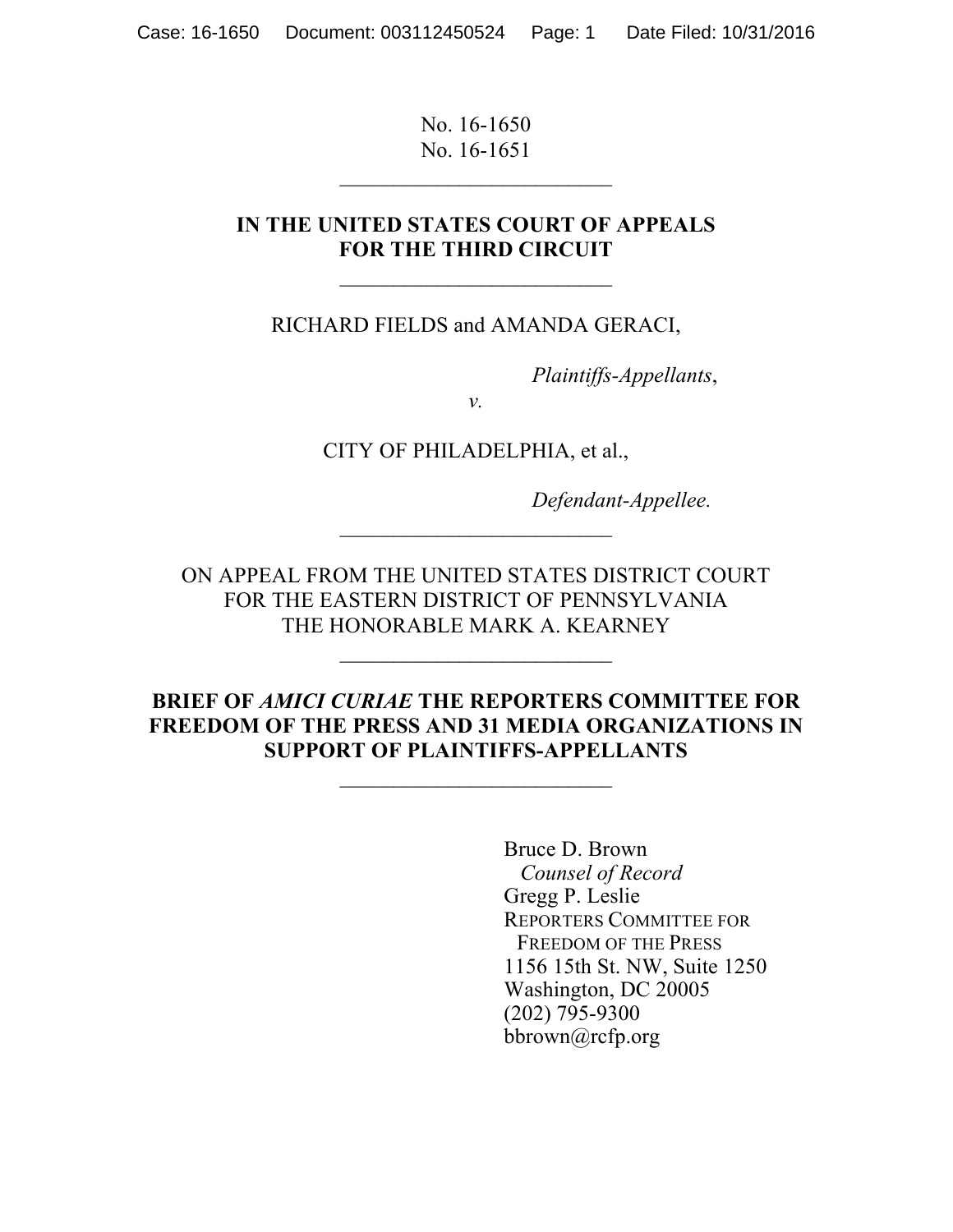No. 16-1650
No. 16-1651

---

**IN THE UNITED STATES COURT OF APPEALS FOR THE THIRD CIRCUIT**

---

RICHARD FIELDS and AMANDA GERACI,

*Plaintiffs-Appellants*,

*v.*

CITY OF PHILADELPHIA, et al.,

*Defendant-Appellee.*

---

ON APPEAL FROM THE UNITED STATES DISTRICT COURT FOR THE EASTERN DISTRICT OF PENNSYLVANIA THE HONORABLE MARK A. KEARNEY

---

**BRIEF OF *AMICI CURIAE* THE REPORTERS COMMITTEE FOR FREEDOM OF THE PRESS AND 31 MEDIA ORGANIZATIONS IN SUPPORT OF PLAINTIFFS-APPELLANTS**

---

Bruce D. Brown
*Counsel of Record*
Gregg P. Leslie
REPORTERS COMMITTEE FOR FREEDOM OF THE PRESS
1156 15th St. NW, Suite 1250
Washington, DC 20005
(202) 795-9300
bbrown@rcfp.org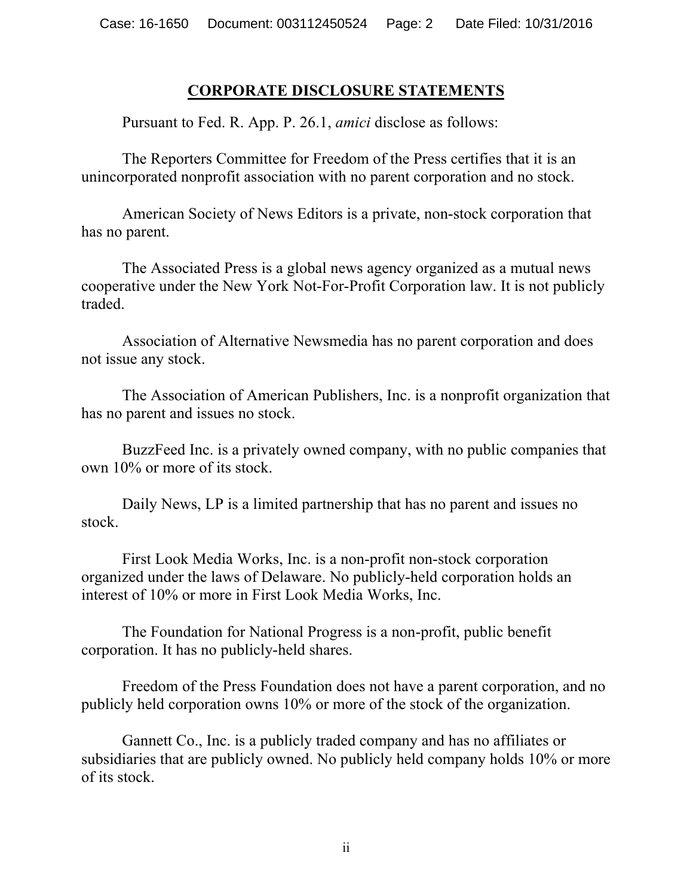## CORPORATE DISCLOSURE STATEMENTS

Pursuant to Fed. R. App. P. 26.1, *amici* disclose as follows:

The Reporters Committee for Freedom of the Press certifies that it is an unincorporated nonprofit association with no parent corporation and no stock.

American Society of News Editors is a private, non-stock corporation that has no parent.

The Associated Press is a global news agency organized as a mutual news cooperative under the New York Not-For-Profit Corporation law. It is not publicly traded.

Association of Alternative Newsmedia has no parent corporation and does not issue any stock.

The Association of American Publishers, Inc. is a nonprofit organization that has no parent and issues no stock.

BuzzFeed Inc. is a privately owned company, with no public companies that own 10% or more of its stock.

Daily News, LP is a limited partnership that has no parent and issues no stock.

First Look Media Works, Inc. is a non-profit non-stock corporation organized under the laws of Delaware. No publicly-held corporation holds an interest of 10% or more in First Look Media Works, Inc.

The Foundation for National Progress is a non-profit, public benefit corporation. It has no publicly-held shares.

Freedom of the Press Foundation does not have a parent corporation, and no publicly held corporation owns 10% or more of the stock of the organization.

Gannett Co., Inc. is a publicly traded company and has no affiliates or subsidiaries that are publicly owned. No publicly held company holds 10% or more of its stock.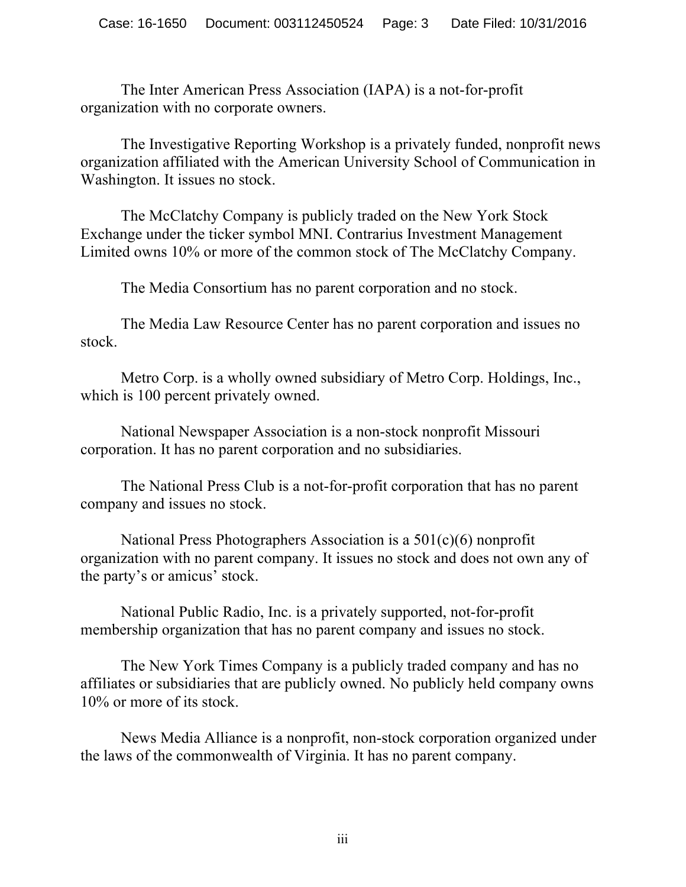The Inter American Press Association (IAPA) is a not-for-profit organization with no corporate owners.

The Investigative Reporting Workshop is a privately funded, nonprofit news organization affiliated with the American University School of Communication in Washington. It issues no stock.

The McClatchy Company is publicly traded on the New York Stock Exchange under the ticker symbol MNI. Contrarius Investment Management Limited owns 10% or more of the common stock of The McClatchy Company.

The Media Consortium has no parent corporation and no stock.

The Media Law Resource Center has no parent corporation and issues no stock.

Metro Corp. is a wholly owned subsidiary of Metro Corp. Holdings, Inc., which is 100 percent privately owned.

National Newspaper Association is a non-stock nonprofit Missouri corporation. It has no parent corporation and no subsidiaries.

The National Press Club is a not-for-profit corporation that has no parent company and issues no stock.

National Press Photographers Association is a 501(c)(6) nonprofit organization with no parent company. It issues no stock and does not own any of the party's or amicus' stock.

National Public Radio, Inc. is a privately supported, not-for-profit membership organization that has no parent company and issues no stock.

The New York Times Company is a publicly traded company and has no affiliates or subsidiaries that are publicly owned. No publicly held company owns 10% or more of its stock.

News Media Alliance is a nonprofit, non-stock corporation organized under the laws of the commonwealth of Virginia. It has no parent company.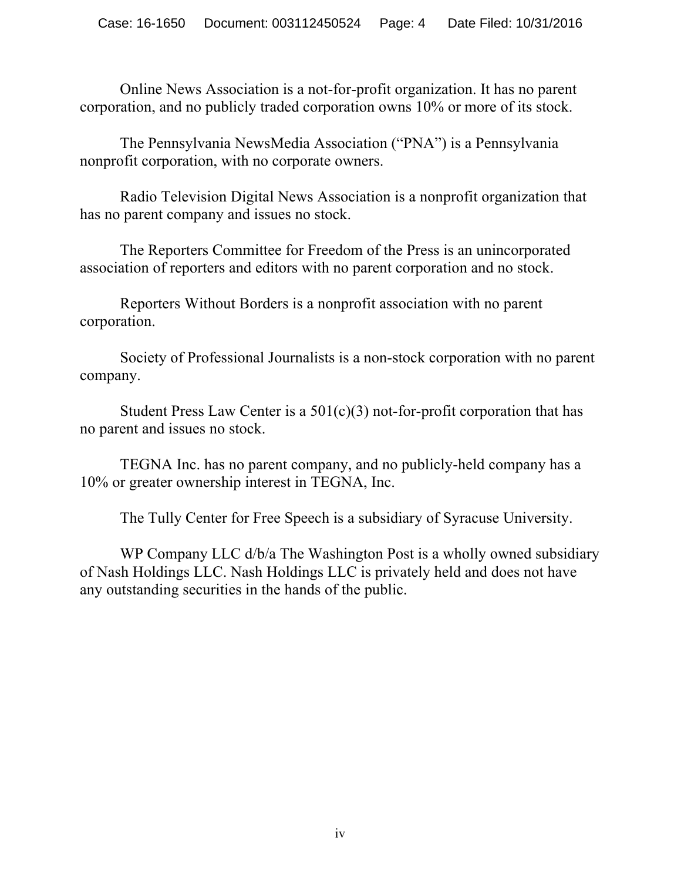Online News Association is a not-for-profit organization. It has no parent corporation, and no publicly traded corporation owns 10% or more of its stock.

The Pennsylvania NewsMedia Association ("PNA") is a Pennsylvania nonprofit corporation, with no corporate owners.

Radio Television Digital News Association is a nonprofit organization that has no parent company and issues no stock.

The Reporters Committee for Freedom of the Press is an unincorporated association of reporters and editors with no parent corporation and no stock.

Reporters Without Borders is a nonprofit association with no parent corporation.

Society of Professional Journalists is a non-stock corporation with no parent company.

Student Press Law Center is a 501(c)(3) not-for-profit corporation that has no parent and issues no stock.

TEGNA Inc. has no parent company, and no publicly-held company has a 10% or greater ownership interest in TEGNA, Inc.

The Tully Center for Free Speech is a subsidiary of Syracuse University.

WP Company LLC d/b/a The Washington Post is a wholly owned subsidiary of Nash Holdings LLC. Nash Holdings LLC is privately held and does not have any outstanding securities in the hands of the public.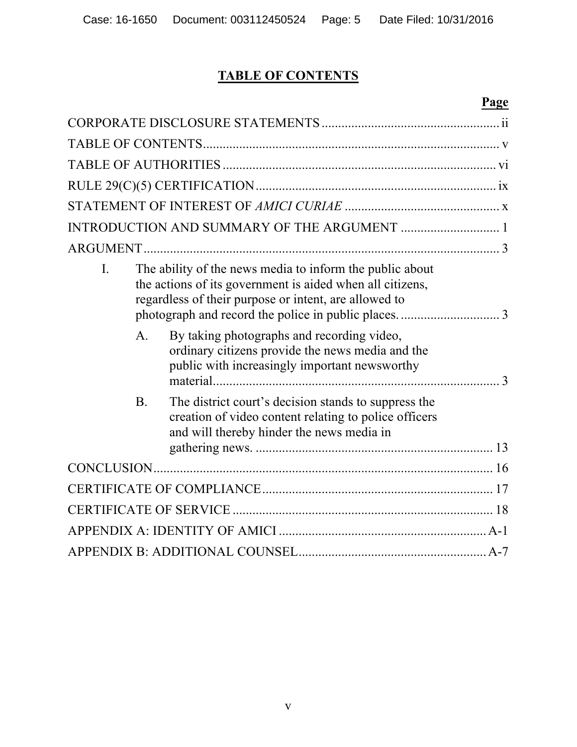# TABLE OF CONTENTS

| | Page |
|---|---|
| CORPORATE DISCLOSURE STATEMENTS | ii |
| TABLE OF CONTENTS | v |
| TABLE OF AUTHORITIES | vi |
| RULE 29(C)(5) CERTIFICATION | ix |
| STATEMENT OF INTEREST OF *AMICI CURIAE* | x |
| INTRODUCTION AND SUMMARY OF THE ARGUMENT | 1 |
| ARGUMENT | 3 |
| I. The ability of the news media to inform the public about the actions of its government is aided when all citizens, regardless of their purpose or intent, are allowed to photograph and record the police in public places. | 3 |
| A. By taking photographs and recording video, ordinary citizens provide the news media and the public with increasingly important newsworthy material. | 3 |
| B. The district court's decision stands to suppress the creation of video content relating to police officers and will thereby hinder the news media in gathering news. | 13 |
| CONCLUSION | 16 |
| CERTIFICATE OF COMPLIANCE | 17 |
| CERTIFICATE OF SERVICE | 18 |
| APPENDIX A: IDENTITY OF AMICI | A-1 |
| APPENDIX B: ADDITIONAL COUNSEL | A-7 |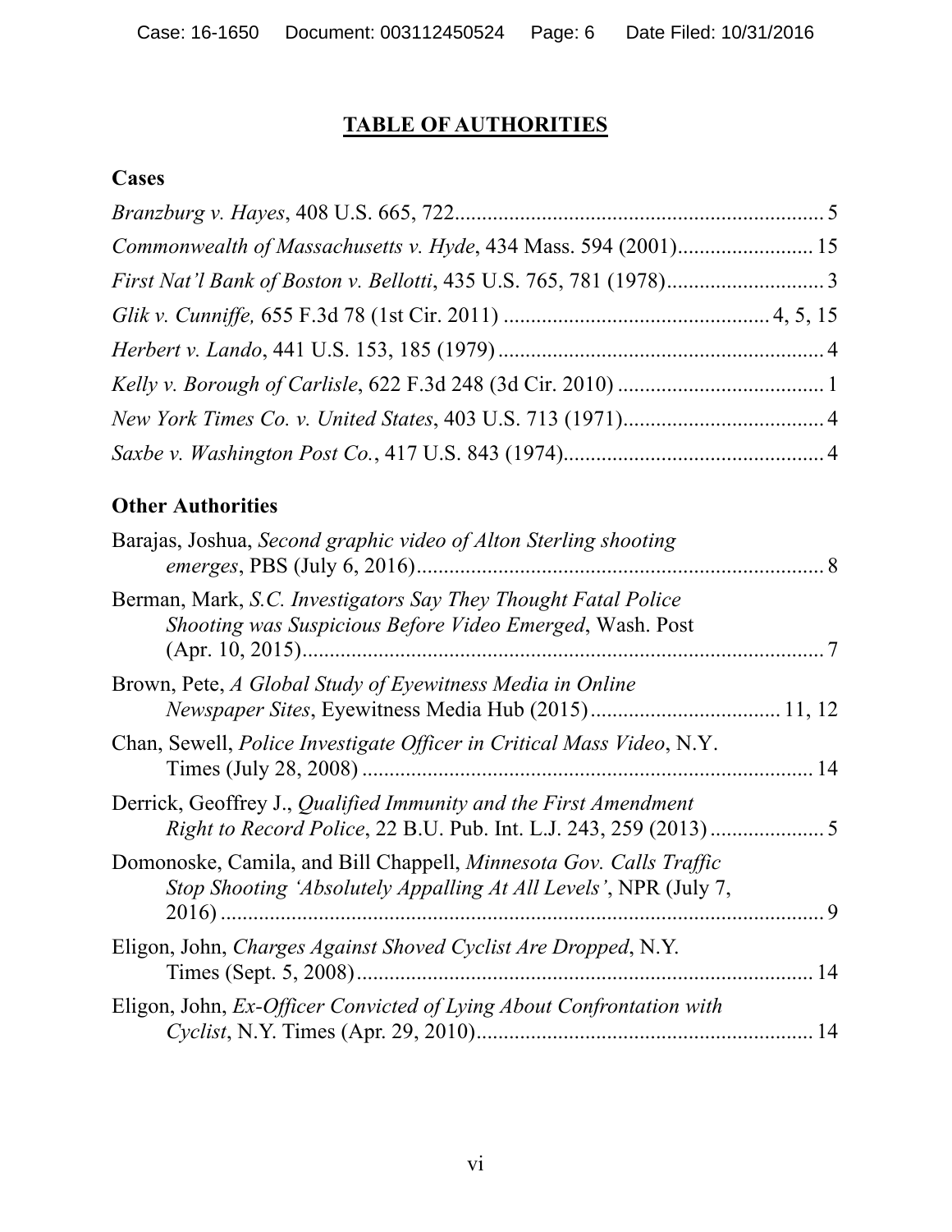# TABLE OF AUTHORITIES

## Cases

*Branzburg v. Hayes*, 408 U.S. 665, 722 .................................................................... 5

*Commonwealth of Massachusetts v. Hyde*, 434 Mass. 594 (2001) ......................... 15

*First Nat'l Bank of Boston v. Bellotti*, 435 U.S. 765, 781 (1978) ............................. 3

*Glik v. Cunniffe,* 655 F.3d 78 (1st Cir. 2011) ................................................ 4, 5, 15

*Herbert v. Lando*, 441 U.S. 153, 185 (1979) ............................................................ 4

*Kelly v. Borough of Carlisle*, 622 F.3d 248 (3d Cir. 2010) ...................................... 1

*New York Times Co. v. United States*, 403 U.S. 713 (1971) ..................................... 4

*Saxbe v. Washington Post Co.*, 417 U.S. 843 (1974) ................................................ 4

## Other Authorities

Barajas, Joshua, *Second graphic video of Alton Sterling shooting emerges*, PBS (July 6, 2016) ........................................................................... 8

Berman, Mark, *S.C. Investigators Say They Thought Fatal Police Shooting was Suspicious Before Video Emerged*, Wash. Post (Apr. 10, 2015) ................................................................................................ 7

Brown, Pete, *A Global Study of Eyewitness Media in Online Newspaper Sites*, Eyewitness Media Hub (2015) .................................. 11, 12

Chan, Sewell, *Police Investigate Officer in Critical Mass Video*, N.Y. Times (July 28, 2008) ................................................................................... 14

Derrick, Geoffrey J., *Qualified Immunity and the First Amendment Right to Record Police*, 22 B.U. Pub. Int. L.J. 243, 259 (2013) ..................... 5

Domonoske, Camila, and Bill Chappell, *Minnesota Gov. Calls Traffic Stop Shooting 'Absolutely Appalling At All Levels'*, NPR (July 7, 2016) ................................................................................................. 9

Eligon, John, *Charges Against Shoved Cyclist Are Dropped*, N.Y. Times (Sept. 5, 2008) .................................................................................... 14

Eligon, John, *Ex-Officer Convicted of Lying About Confrontation with Cyclist*, N.Y. Times (Apr. 29, 2010) .............................................................. 14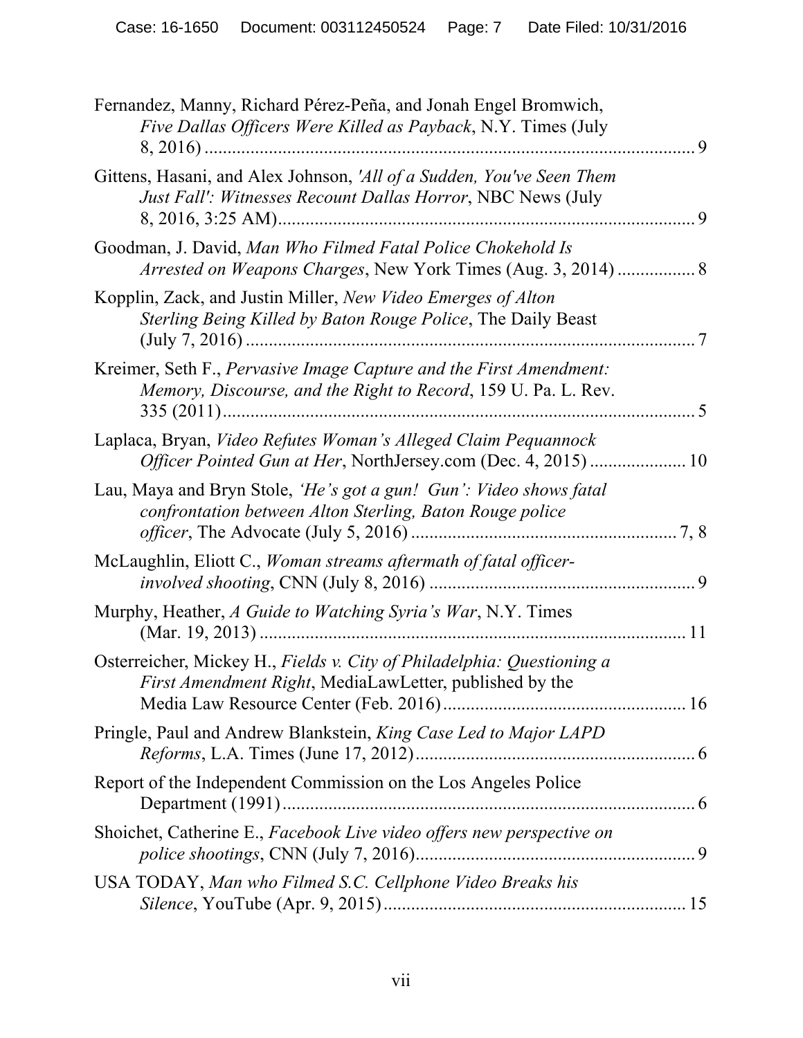Fernandez, Manny, Richard Pérez-Peña, and Jonah Engel Bromwich, *Five Dallas Officers Were Killed as Payback*, N.Y. Times (July 8, 2016) ........................................................................................... 9

Gittens, Hasani, and Alex Johnson, *'All of a Sudden, You've Seen Them Just Fall': Witnesses Recount Dallas Horror*, NBC News (July 8, 2016, 3:25 AM)........................................................................................... 9

Goodman, J. David, *Man Who Filmed Fatal Police Chokehold Is Arrested on Weapons Charges*, New York Times (Aug. 3, 2014) ................. 8

Kopplin, Zack, and Justin Miller, *New Video Emerges of Alton Sterling Being Killed by Baton Rouge Police*, The Daily Beast (July 7, 2016) .................................................................................................. 7

Kreimer, Seth F., *Pervasive Image Capture and the First Amendment: Memory, Discourse, and the Right to Record*, 159 U. Pa. L. Rev. 335 (2011)........................................................................................................ 5

Laplaca, Bryan, *Video Refutes Woman's Alleged Claim Pequannock Officer Pointed Gun at Her*, NorthJersey.com (Dec. 4, 2015) ..................... 10

Lau, Maya and Bryn Stole, *'He's got a gun! Gun': Video shows fatal confrontation between Alton Sterling, Baton Rouge police officer*, The Advocate (July 5, 2016) ......................................................... 7, 8

McLaughlin, Eliott C., *Woman streams aftermath of fatal officer-involved shooting*, CNN (July 8, 2016) .......................................................... 9

Murphy, Heather, *A Guide to Watching Syria's War*, N.Y. Times (Mar. 19, 2013) ............................................................................................ 11

Osterreicher, Mickey H., *Fields v. City of Philadelphia: Questioning a First Amendment Right*, MediaLawLetter, published by the Media Law Resource Center (Feb. 2016)..................................................... 16

Pringle, Paul and Andrew Blankstein, *King Case Led to Major LAPD Reforms*, L.A. Times (June 17, 2012)............................................................. 6

Report of the Independent Commission on the Los Angeles Police Department (1991)......................................................................................... 6

Shoichet, Catherine E., *Facebook Live video offers new perspective on police shootings*, CNN (July 7, 2016)............................................................. 9

USA TODAY, *Man who Filmed S.C. Cellphone Video Breaks his Silence*, YouTube (Apr. 9, 2015)................................................................. 15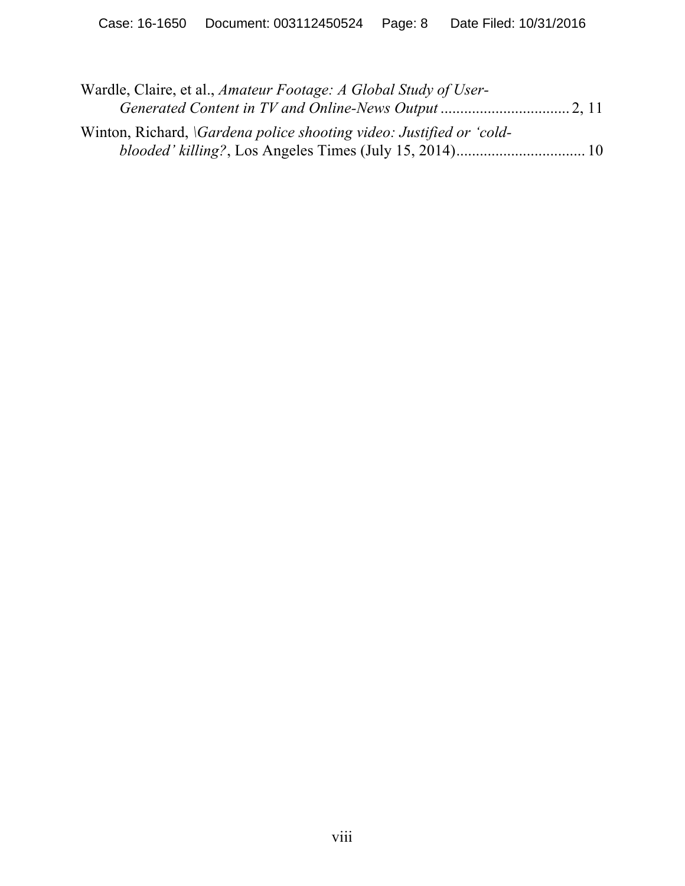Wardle, Claire, et al., *Amateur Footage: A Global Study of User-Generated Content in TV and Online-News Output* ................................ 2, 11

Winton, Richard, \*Gardena police shooting video: Justified or 'cold-blooded' killing?*, Los Angeles Times (July 15, 2014)................................ 10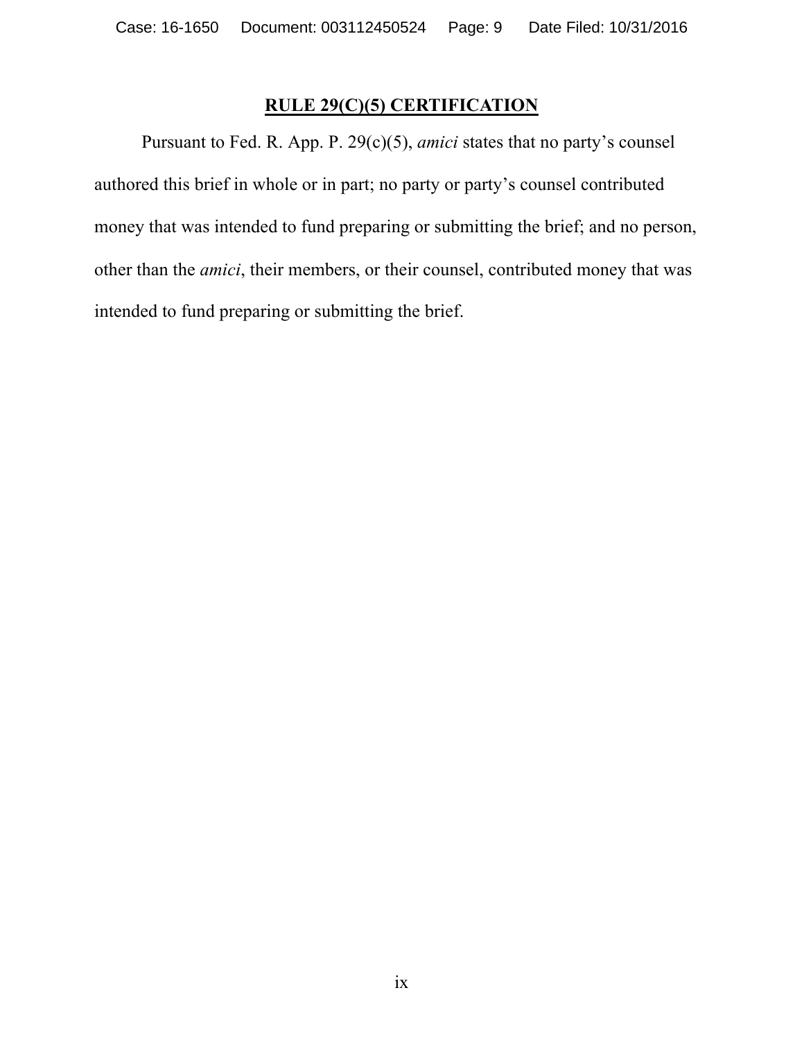## RULE 29(C)(5) CERTIFICATION

Pursuant to Fed. R. App. P. 29(c)(5), *amici* states that no party's counsel authored this brief in whole or in part; no party or party's counsel contributed money that was intended to fund preparing or submitting the brief; and no person, other than the *amici*, their members, or their counsel, contributed money that was intended to fund preparing or submitting the brief.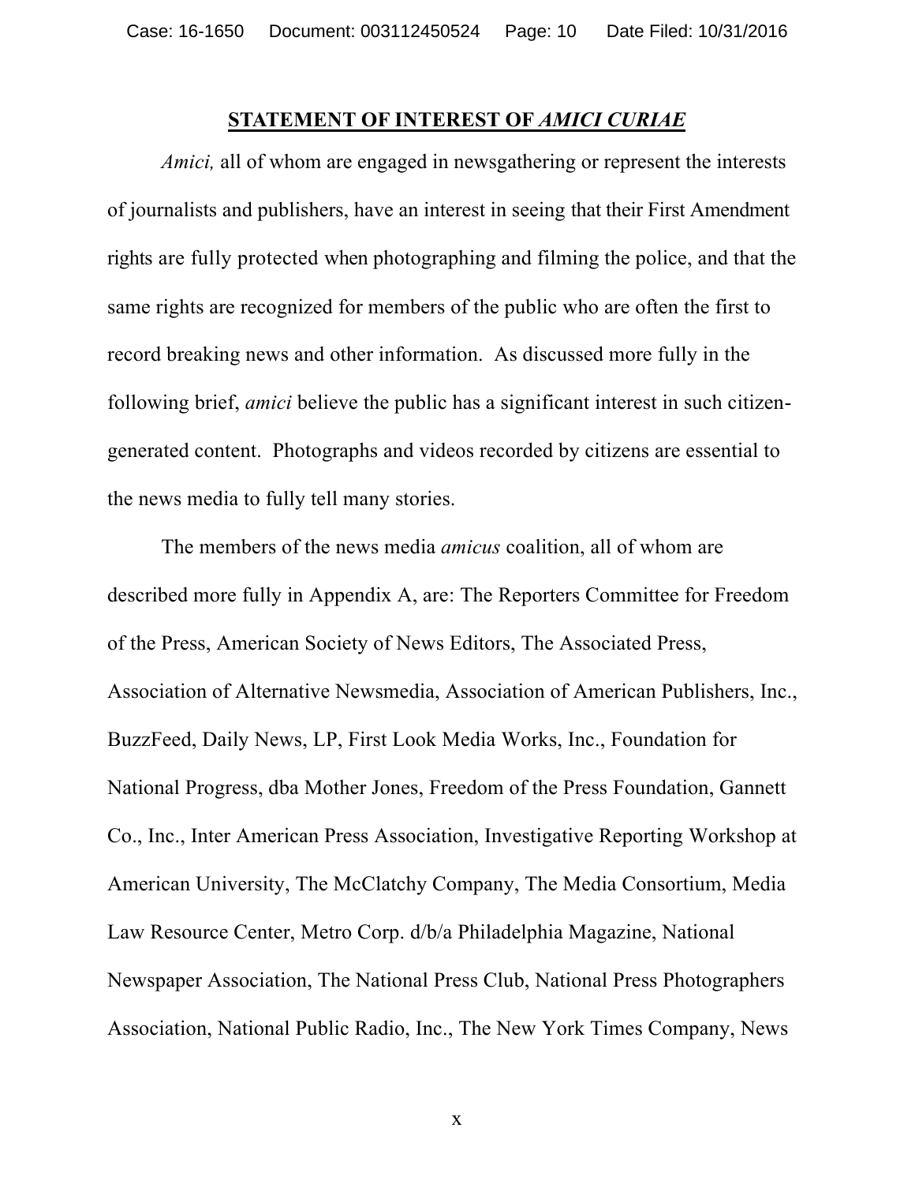## STATEMENT OF INTEREST OF *AMICI CURIAE*

*Amici,* all of whom are engaged in newsgathering or represent the interests of journalists and publishers, have an interest in seeing that their First Amendment rights are fully protected when photographing and filming the police, and that the same rights are recognized for members of the public who are often the first to record breaking news and other information. As discussed more fully in the following brief, *amici* believe the public has a significant interest in such citizen-generated content. Photographs and videos recorded by citizens are essential to the news media to fully tell many stories.

The members of the news media *amicus* coalition, all of whom are described more fully in Appendix A, are: The Reporters Committee for Freedom of the Press, American Society of News Editors, The Associated Press, Association of Alternative Newsmedia, Association of American Publishers, Inc., BuzzFeed, Daily News, LP, First Look Media Works, Inc., Foundation for National Progress, dba Mother Jones, Freedom of the Press Foundation, Gannett Co., Inc., Inter American Press Association, Investigative Reporting Workshop at American University, The McClatchy Company, The Media Consortium, Media Law Resource Center, Metro Corp. d/b/a Philadelphia Magazine, National Newspaper Association, The National Press Club, National Press Photographers Association, National Public Radio, Inc., The New York Times Company, News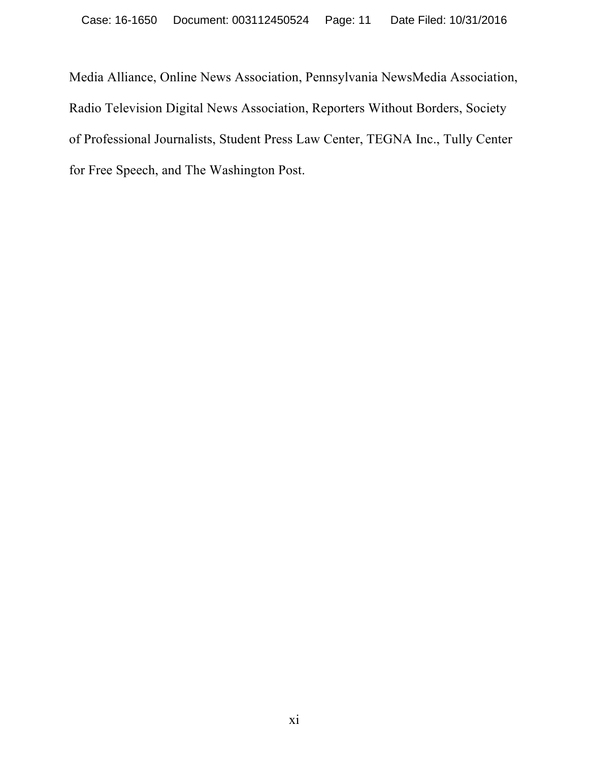Media Alliance, Online News Association, Pennsylvania NewsMedia Association, Radio Television Digital News Association, Reporters Without Borders, Society of Professional Journalists, Student Press Law Center, TEGNA Inc., Tully Center for Free Speech, and The Washington Post.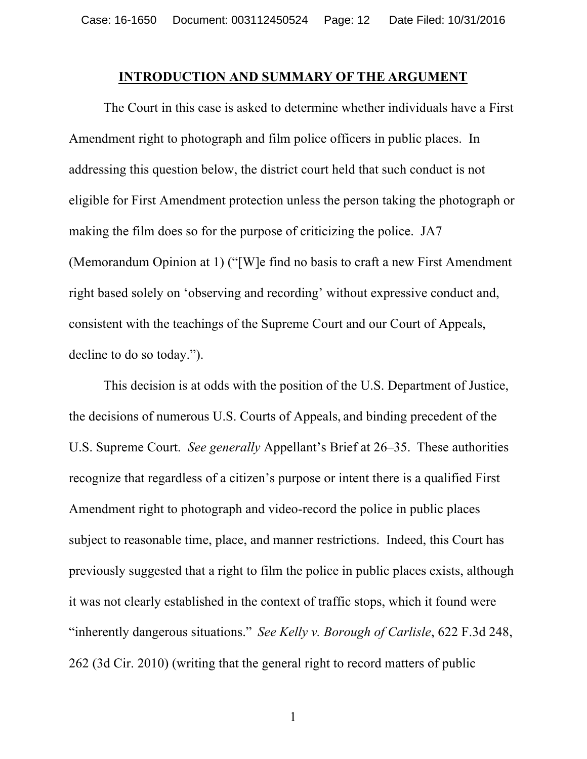## INTRODUCTION AND SUMMARY OF THE ARGUMENT

The Court in this case is asked to determine whether individuals have a First Amendment right to photograph and film police officers in public places. In addressing this question below, the district court held that such conduct is not eligible for First Amendment protection unless the person taking the photograph or making the film does so for the purpose of criticizing the police. JA7 (Memorandum Opinion at 1) ("[W]e find no basis to craft a new First Amendment right based solely on 'observing and recording' without expressive conduct and, consistent with the teachings of the Supreme Court and our Court of Appeals, decline to do so today.").

This decision is at odds with the position of the U.S. Department of Justice, the decisions of numerous U.S. Courts of Appeals, and binding precedent of the U.S. Supreme Court. *See generally* Appellant's Brief at 26–35. These authorities recognize that regardless of a citizen's purpose or intent there is a qualified First Amendment right to photograph and video-record the police in public places subject to reasonable time, place, and manner restrictions. Indeed, this Court has previously suggested that a right to film the police in public places exists, although it was not clearly established in the context of traffic stops, which it found were "inherently dangerous situations." *See Kelly v. Borough of Carlisle*, 622 F.3d 248, 262 (3d Cir. 2010) (writing that the general right to record matters of public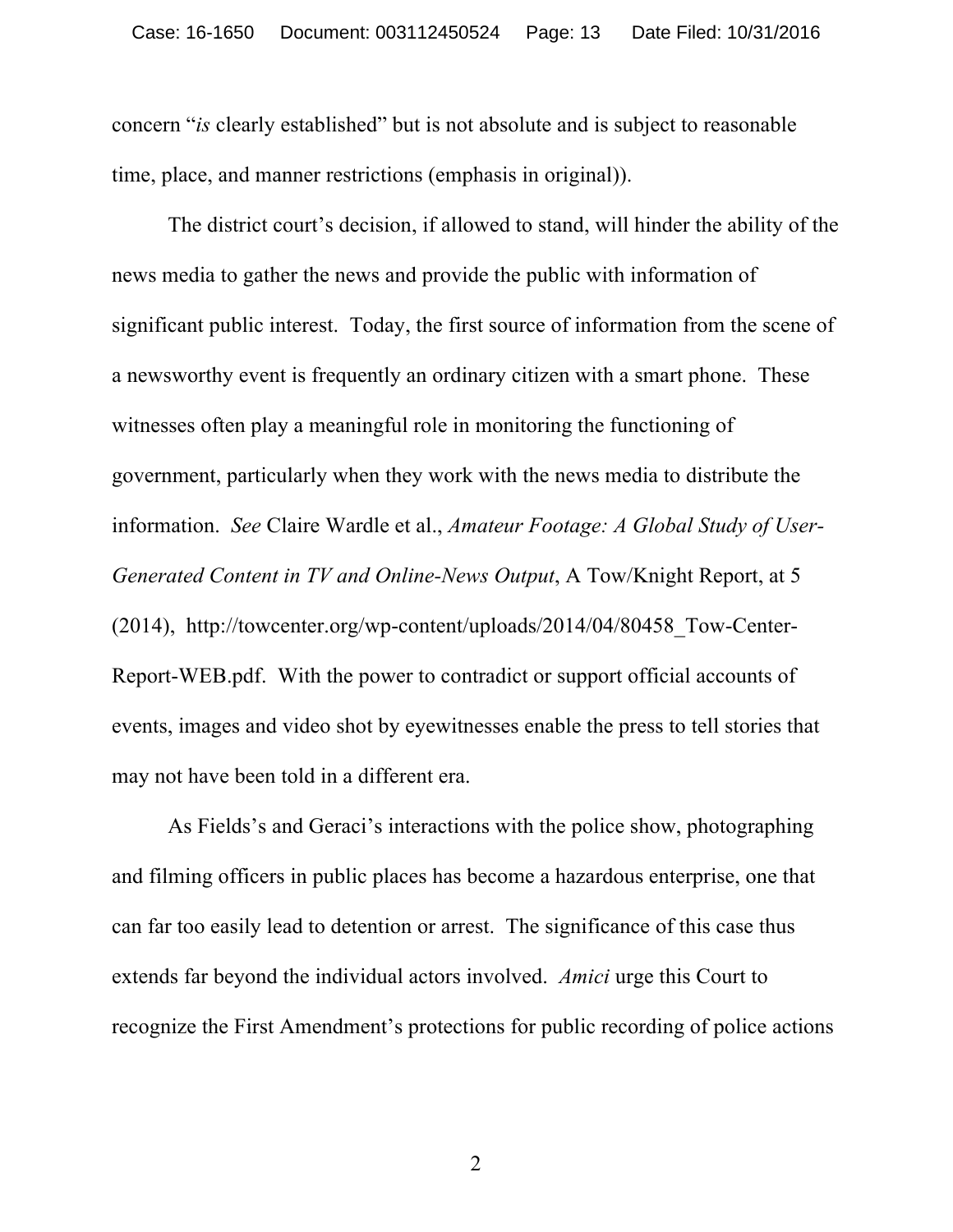concern "*is* clearly established" but is not absolute and is subject to reasonable time, place, and manner restrictions (emphasis in original)).

The district court's decision, if allowed to stand, will hinder the ability of the news media to gather the news and provide the public with information of significant public interest. Today, the first source of information from the scene of a newsworthy event is frequently an ordinary citizen with a smart phone. These witnesses often play a meaningful role in monitoring the functioning of government, particularly when they work with the news media to distribute the information. *See* Claire Wardle et al., *Amateur Footage: A Global Study of User-Generated Content in TV and Online-News Output*, A Tow/Knight Report, at 5 (2014), http://towcenter.org/wp-content/uploads/2014/04/80458_Tow-Center-Report-WEB.pdf. With the power to contradict or support official accounts of events, images and video shot by eyewitnesses enable the press to tell stories that may not have been told in a different era.

As Fields's and Geraci's interactions with the police show, photographing and filming officers in public places has become a hazardous enterprise, one that can far too easily lead to detention or arrest. The significance of this case thus extends far beyond the individual actors involved. *Amici* urge this Court to recognize the First Amendment's protections for public recording of police actions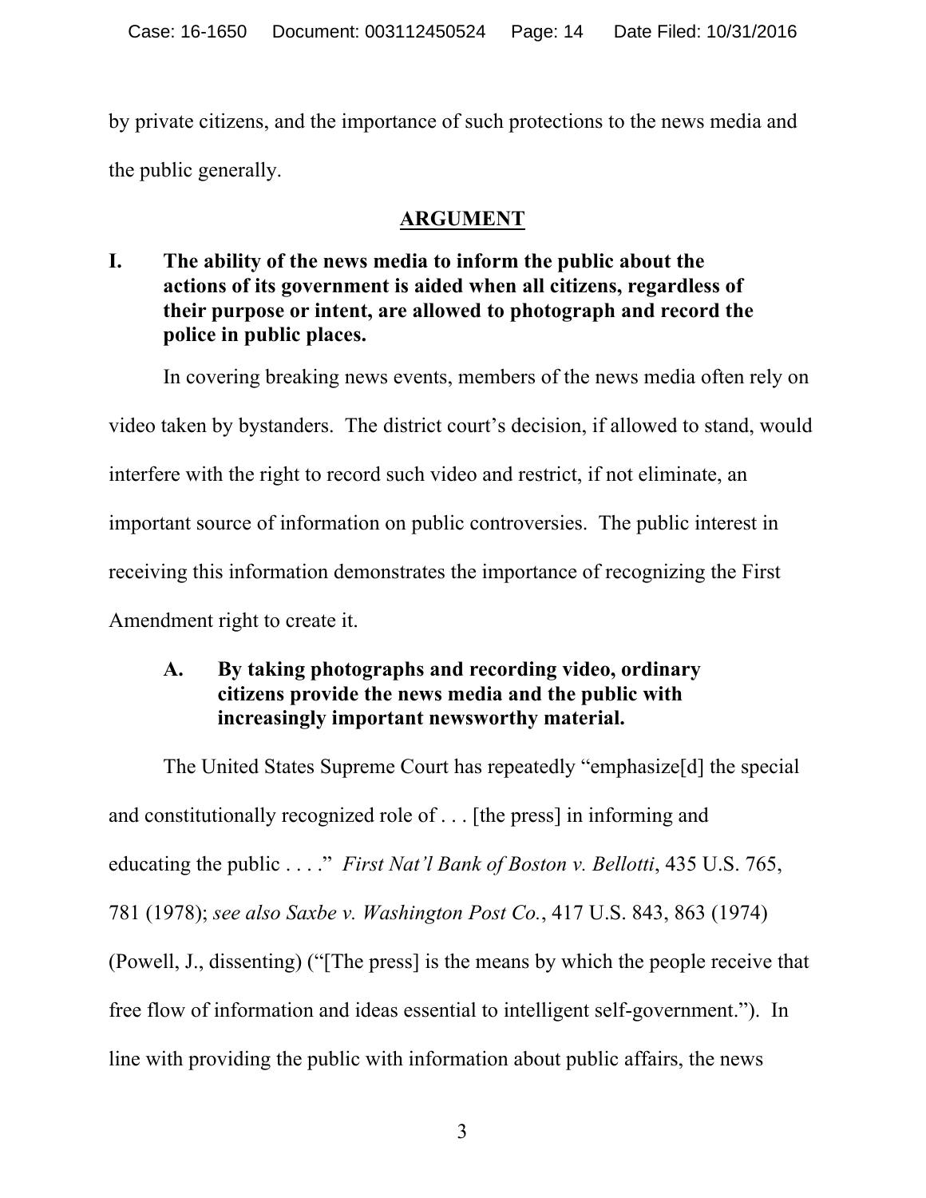by private citizens, and the importance of such protections to the news media and the public generally.

## ARGUMENT

### I. The ability of the news media to inform the public about the actions of its government is aided when all citizens, regardless of their purpose or intent, are allowed to photograph and record the police in public places.

In covering breaking news events, members of the news media often rely on video taken by bystanders. The district court's decision, if allowed to stand, would interfere with the right to record such video and restrict, if not eliminate, an important source of information on public controversies. The public interest in receiving this information demonstrates the importance of recognizing the First Amendment right to create it.

#### A. By taking photographs and recording video, ordinary citizens provide the news media and the public with increasingly important newsworthy material.

The United States Supreme Court has repeatedly "emphasize[d] the special and constitutionally recognized role of . . . [the press] in informing and educating the public . . . ." *First Nat'l Bank of Boston v. Bellotti*, 435 U.S. 765, 781 (1978); *see also Saxbe v. Washington Post Co.*, 417 U.S. 843, 863 (1974) (Powell, J., dissenting) ("[The press] is the means by which the people receive that free flow of information and ideas essential to intelligent self-government."). In line with providing the public with information about public affairs, the news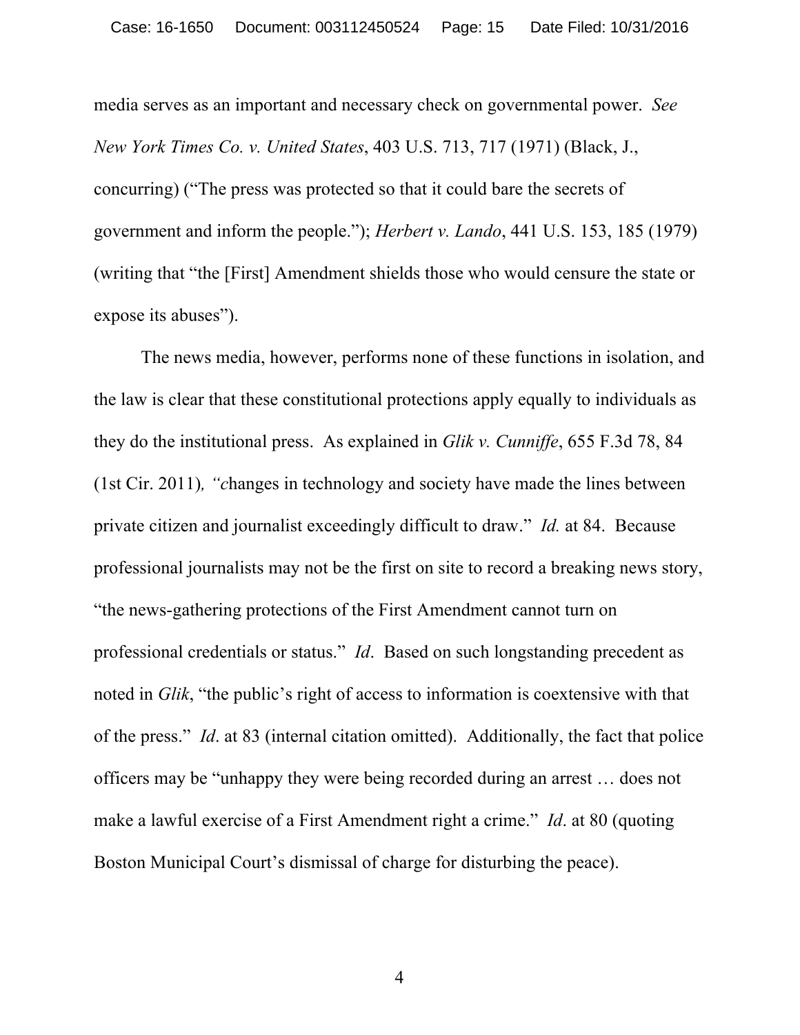media serves as an important and necessary check on governmental power. *See New York Times Co. v. United States*, 403 U.S. 713, 717 (1971) (Black, J., concurring) ("The press was protected so that it could bare the secrets of government and inform the people."); *Herbert v. Lando*, 441 U.S. 153, 185 (1979) (writing that "the [First] Amendment shields those who would censure the state or expose its abuses").

The news media, however, performs none of these functions in isolation, and the law is clear that these constitutional protections apply equally to individuals as they do the institutional press. As explained in *Glik v. Cunniffe*, 655 F.3d 78, 84 (1st Cir. 2011), "changes in technology and society have made the lines between private citizen and journalist exceedingly difficult to draw." *Id.* at 84. Because professional journalists may not be the first on site to record a breaking news story, "the news-gathering protections of the First Amendment cannot turn on professional credentials or status." *Id*. Based on such longstanding precedent as noted in *Glik*, "the public's right of access to information is coextensive with that of the press." *Id*. at 83 (internal citation omitted). Additionally, the fact that police officers may be "unhappy they were being recorded during an arrest … does not make a lawful exercise of a First Amendment right a crime." *Id*. at 80 (quoting Boston Municipal Court's dismissal of charge for disturbing the peace).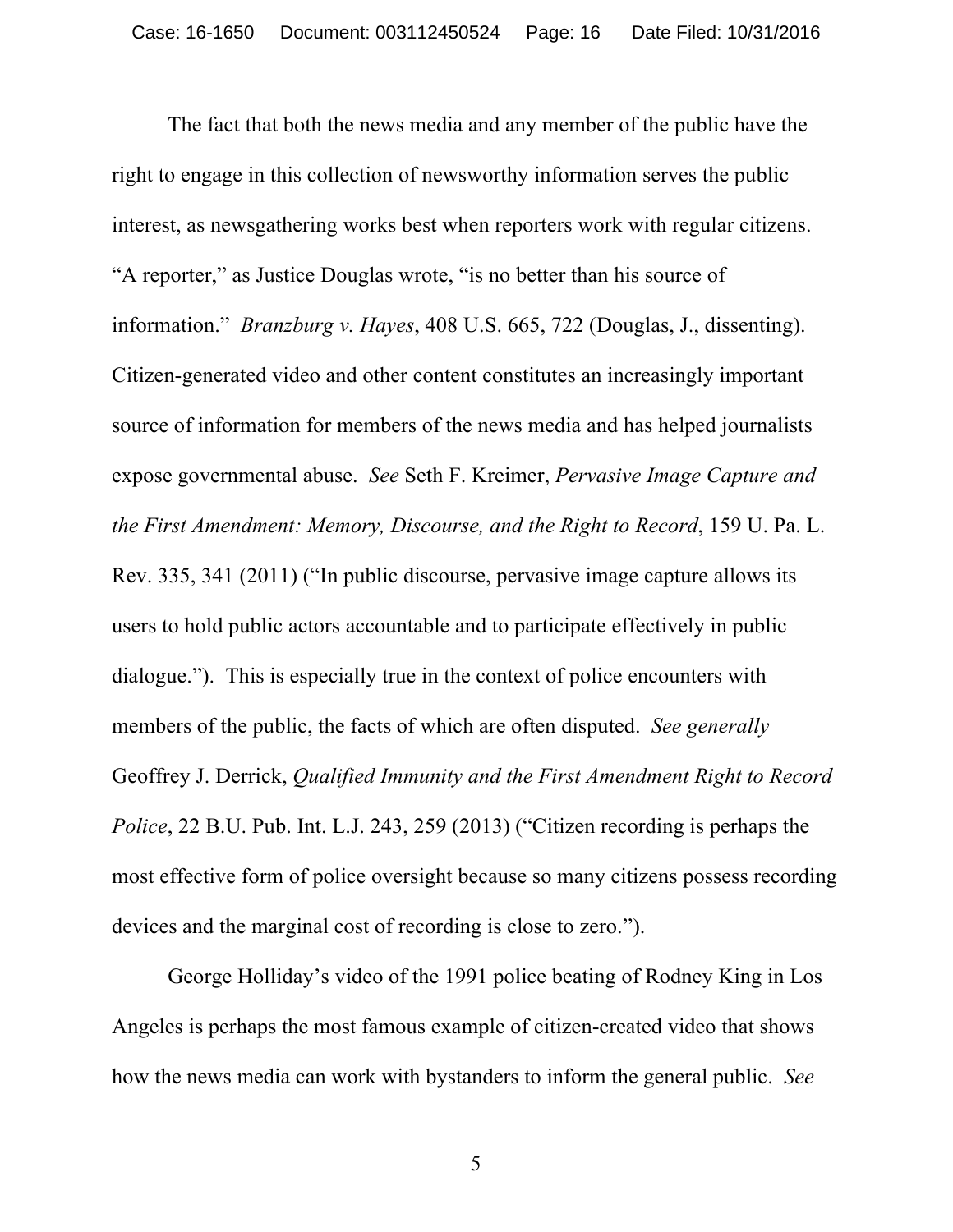The fact that both the news media and any member of the public have the right to engage in this collection of newsworthy information serves the public interest, as newsgathering works best when reporters work with regular citizens. "A reporter," as Justice Douglas wrote, "is no better than his source of information." *Branzburg v. Hayes*, 408 U.S. 665, 722 (Douglas, J., dissenting). Citizen-generated video and other content constitutes an increasingly important source of information for members of the news media and has helped journalists expose governmental abuse. *See* Seth F. Kreimer, *Pervasive Image Capture and the First Amendment: Memory, Discourse, and the Right to Record*, 159 U. Pa. L. Rev. 335, 341 (2011) ("In public discourse, pervasive image capture allows its users to hold public actors accountable and to participate effectively in public dialogue."). This is especially true in the context of police encounters with members of the public, the facts of which are often disputed. *See generally* Geoffrey J. Derrick, *Qualified Immunity and the First Amendment Right to Record Police*, 22 B.U. Pub. Int. L.J. 243, 259 (2013) ("Citizen recording is perhaps the most effective form of police oversight because so many citizens possess recording devices and the marginal cost of recording is close to zero.").

George Holliday's video of the 1991 police beating of Rodney King in Los Angeles is perhaps the most famous example of citizen-created video that shows how the news media can work with bystanders to inform the general public. *See*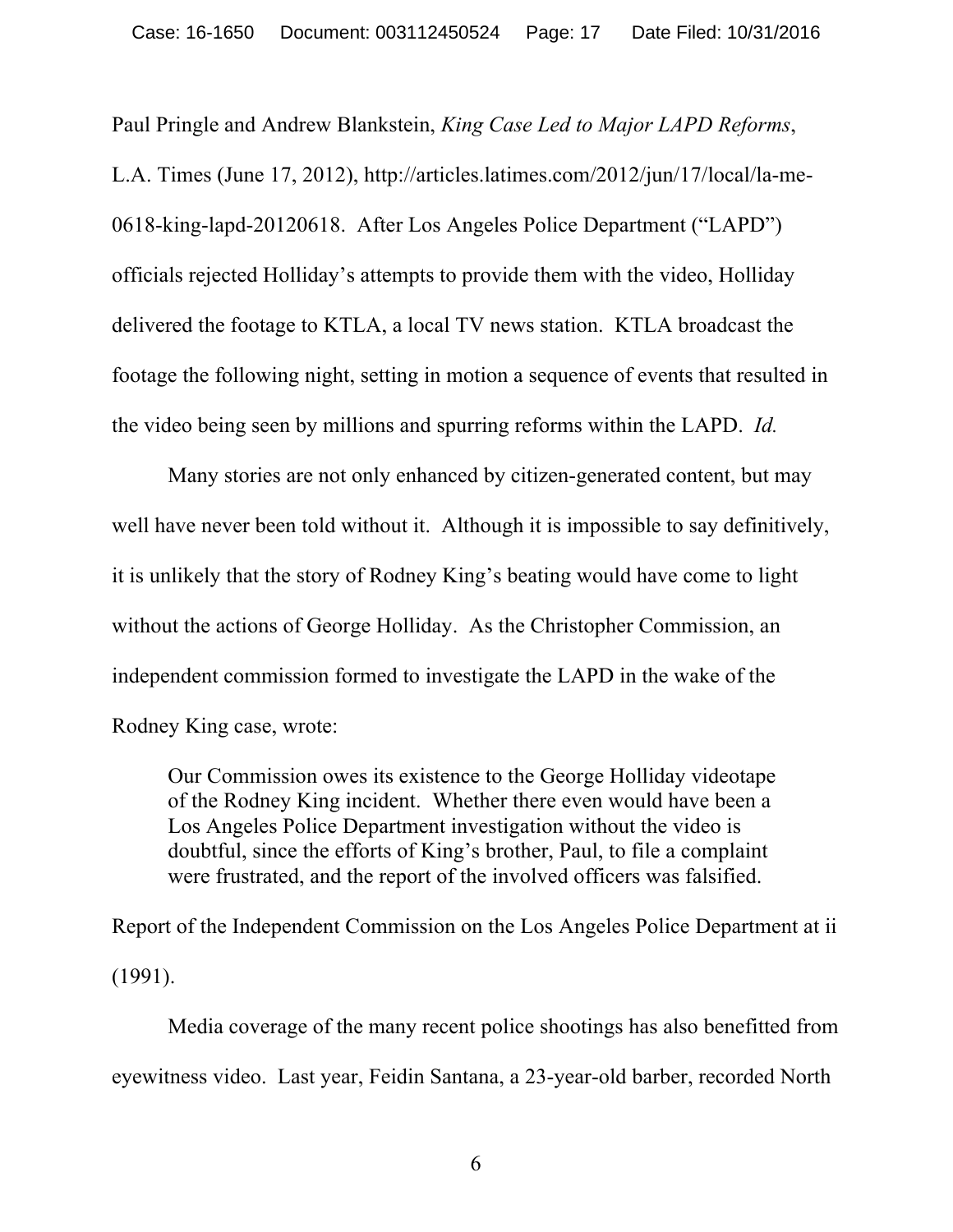Paul Pringle and Andrew Blankstein, *King Case Led to Major LAPD Reforms*, L.A. Times (June 17, 2012), http://articles.latimes.com/2012/jun/17/local/la-me-0618-king-lapd-20120618. After Los Angeles Police Department ("LAPD") officials rejected Holliday's attempts to provide them with the video, Holliday delivered the footage to KTLA, a local TV news station. KTLA broadcast the footage the following night, setting in motion a sequence of events that resulted in the video being seen by millions and spurring reforms within the LAPD. *Id.*

Many stories are not only enhanced by citizen-generated content, but may well have never been told without it. Although it is impossible to say definitively, it is unlikely that the story of Rodney King's beating would have come to light without the actions of George Holliday. As the Christopher Commission, an independent commission formed to investigate the LAPD in the wake of the Rodney King case, wrote:

> Our Commission owes its existence to the George Holliday videotape of the Rodney King incident. Whether there even would have been a Los Angeles Police Department investigation without the video is doubtful, since the efforts of King's brother, Paul, to file a complaint were frustrated, and the report of the involved officers was falsified.

Report of the Independent Commission on the Los Angeles Police Department at ii (1991).

Media coverage of the many recent police shootings has also benefitted from eyewitness video. Last year, Feidin Santana, a 23-year-old barber, recorded North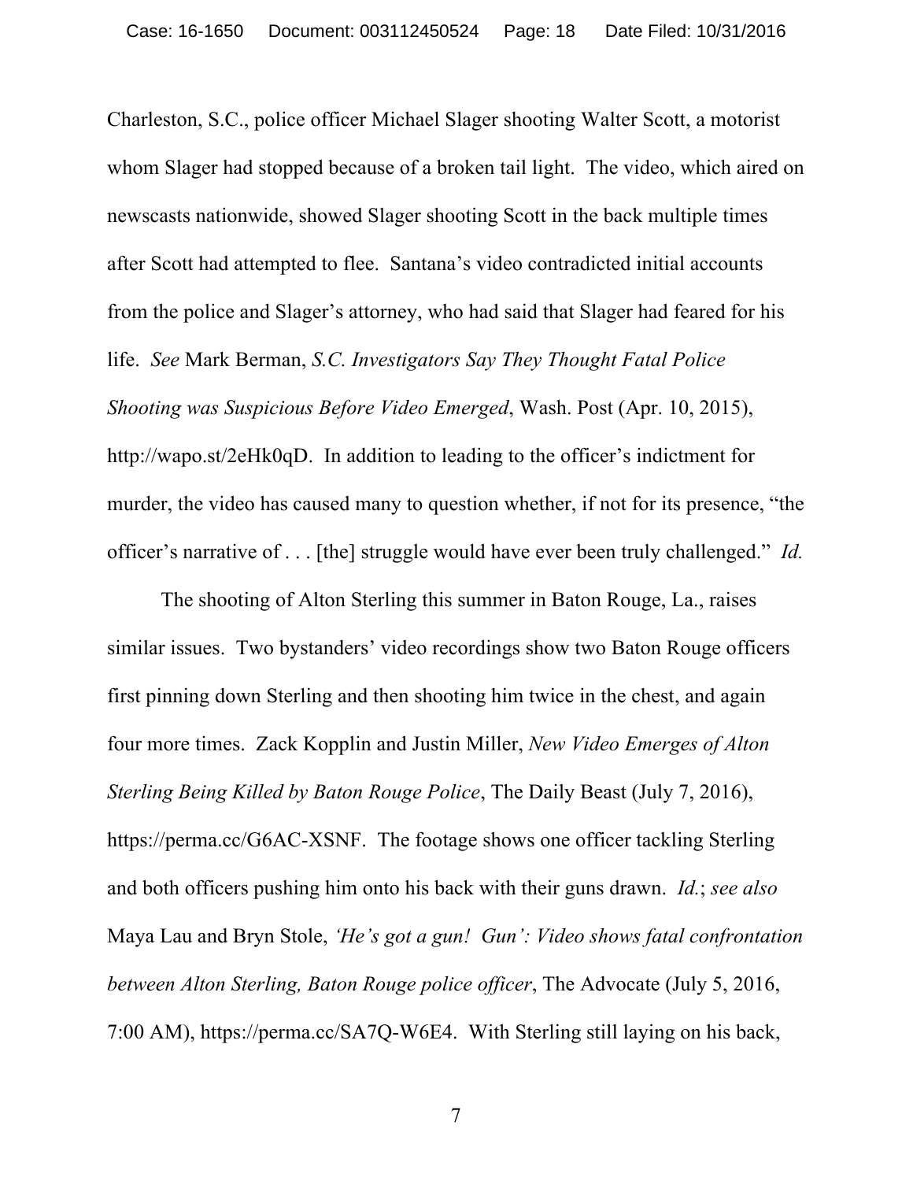Charleston, S.C., police officer Michael Slager shooting Walter Scott, a motorist whom Slager had stopped because of a broken tail light. The video, which aired on newscasts nationwide, showed Slager shooting Scott in the back multiple times after Scott had attempted to flee. Santana's video contradicted initial accounts from the police and Slager's attorney, who had said that Slager had feared for his life. *See* Mark Berman, *S.C. Investigators Say They Thought Fatal Police Shooting was Suspicious Before Video Emerged*, Wash. Post (Apr. 10, 2015), http://wapo.st/2eHk0qD. In addition to leading to the officer's indictment for murder, the video has caused many to question whether, if not for its presence, "the officer's narrative of . . . [the] struggle would have ever been truly challenged." *Id.*

The shooting of Alton Sterling this summer in Baton Rouge, La., raises similar issues. Two bystanders' video recordings show two Baton Rouge officers first pinning down Sterling and then shooting him twice in the chest, and again four more times. Zack Kopplin and Justin Miller, *New Video Emerges of Alton Sterling Being Killed by Baton Rouge Police*, The Daily Beast (July 7, 2016), https://perma.cc/G6AC-XSNF. The footage shows one officer tackling Sterling and both officers pushing him onto his back with their guns drawn. *Id.*; *see also* Maya Lau and Bryn Stole, *'He's got a gun! Gun': Video shows fatal confrontation between Alton Sterling, Baton Rouge police officer*, The Advocate (July 5, 2016, 7:00 AM), https://perma.cc/SA7Q-W6E4. With Sterling still laying on his back,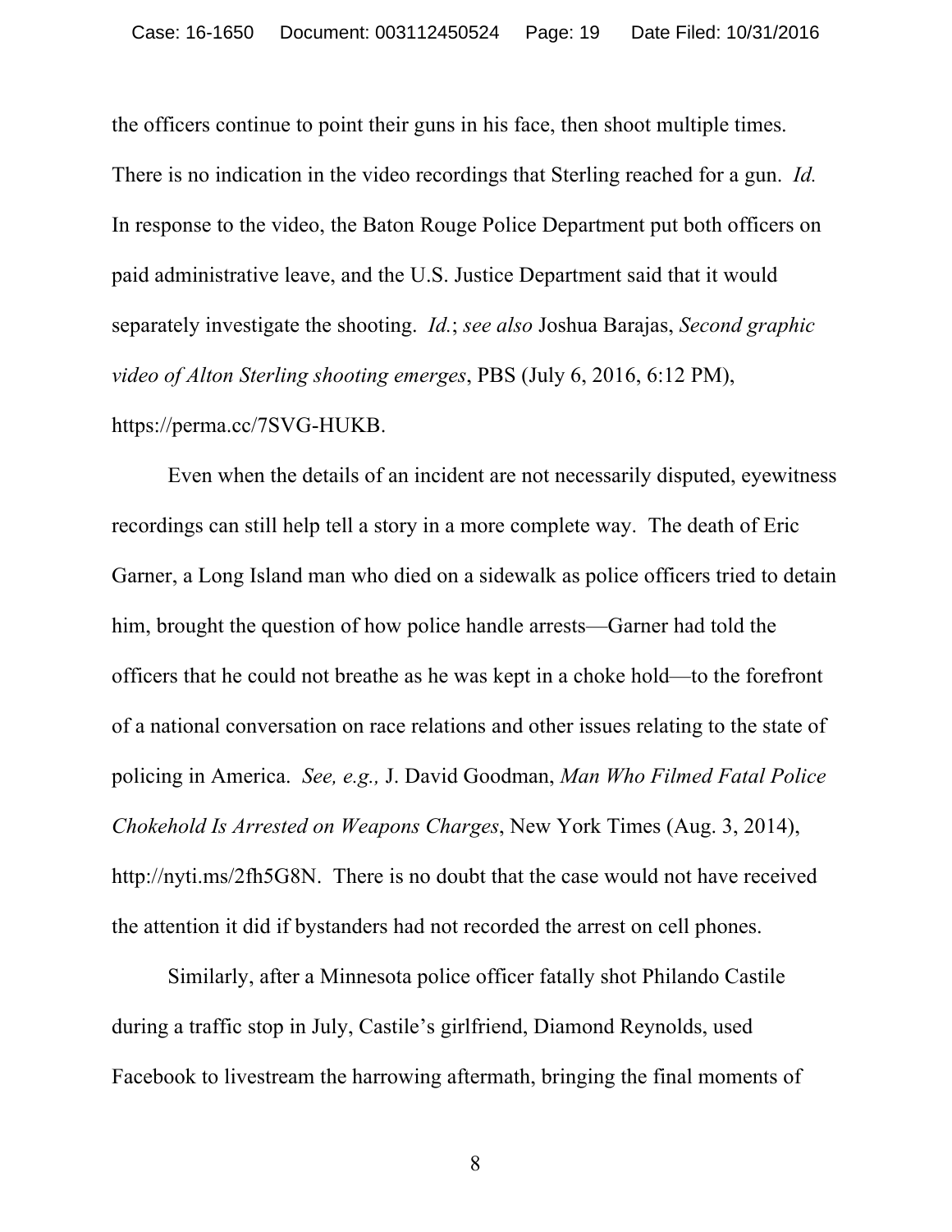the officers continue to point their guns in his face, then shoot multiple times. There is no indication in the video recordings that Sterling reached for a gun. *Id.* In response to the video, the Baton Rouge Police Department put both officers on paid administrative leave, and the U.S. Justice Department said that it would separately investigate the shooting. *Id.*; *see also* Joshua Barajas, *Second graphic video of Alton Sterling shooting emerges*, PBS (July 6, 2016, 6:12 PM), https://perma.cc/7SVG-HUKB.

Even when the details of an incident are not necessarily disputed, eyewitness recordings can still help tell a story in a more complete way. The death of Eric Garner, a Long Island man who died on a sidewalk as police officers tried to detain him, brought the question of how police handle arrests—Garner had told the officers that he could not breathe as he was kept in a choke hold—to the forefront of a national conversation on race relations and other issues relating to the state of policing in America. *See, e.g.,* J. David Goodman, *Man Who Filmed Fatal Police Chokehold Is Arrested on Weapons Charges*, New York Times (Aug. 3, 2014), http://nyti.ms/2fh5G8N. There is no doubt that the case would not have received the attention it did if bystanders had not recorded the arrest on cell phones.

Similarly, after a Minnesota police officer fatally shot Philando Castile during a traffic stop in July, Castile's girlfriend, Diamond Reynolds, used Facebook to livestream the harrowing aftermath, bringing the final moments of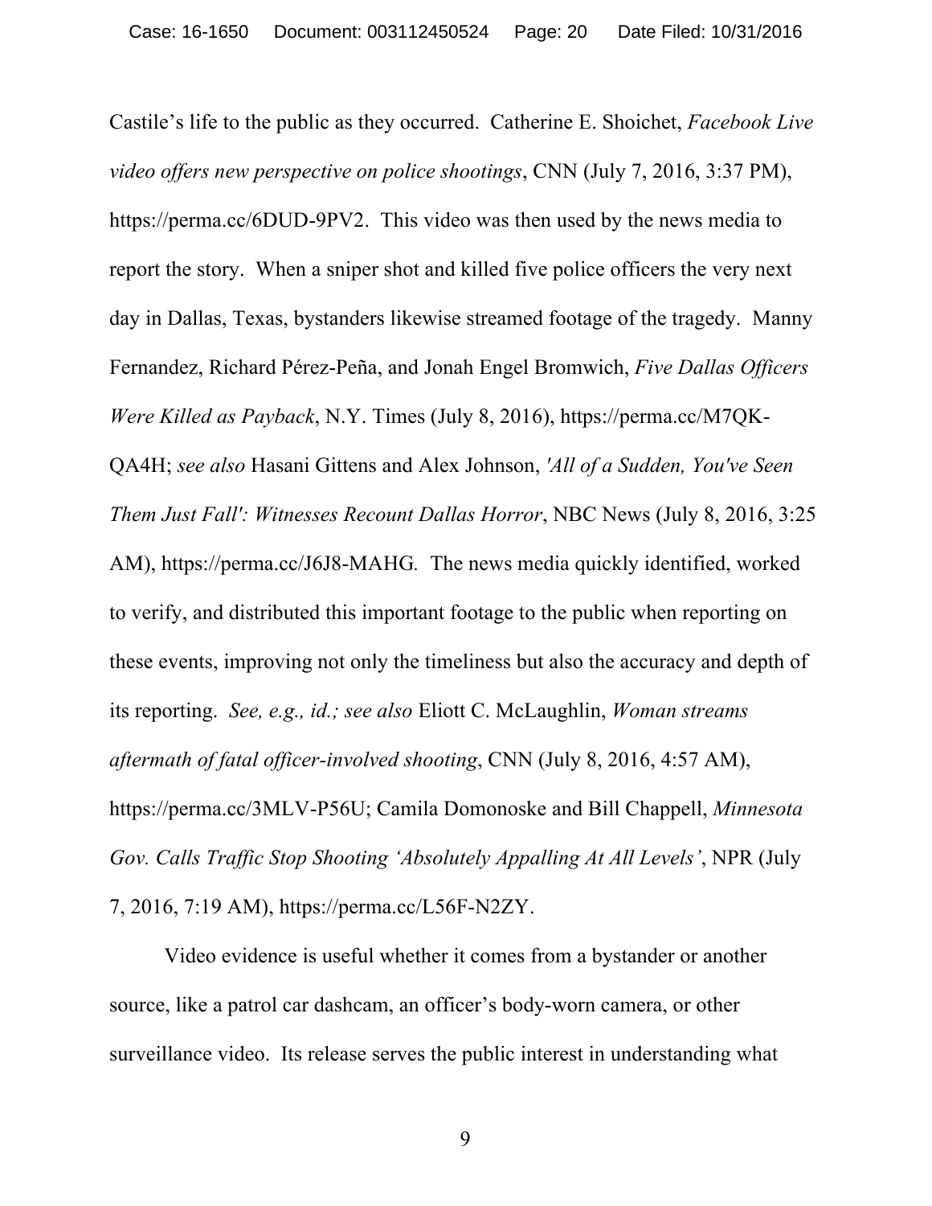Castile's life to the public as they occurred. Catherine E. Shoichet, *Facebook Live video offers new perspective on police shootings*, CNN (July 7, 2016, 3:37 PM), https://perma.cc/6DUD-9PV2. This video was then used by the news media to report the story. When a sniper shot and killed five police officers the very next day in Dallas, Texas, bystanders likewise streamed footage of the tragedy. Manny Fernandez, Richard Pérez-Peña, and Jonah Engel Bromwich, *Five Dallas Officers Were Killed as Payback*, N.Y. Times (July 8, 2016), https://perma.cc/M7QK-QA4H; *see also* Hasani Gittens and Alex Johnson, *'All of a Sudden, You've Seen Them Just Fall': Witnesses Recount Dallas Horror*, NBC News (July 8, 2016, 3:25 AM), https://perma.cc/J6J8-MAHG. The news media quickly identified, worked to verify, and distributed this important footage to the public when reporting on these events, improving not only the timeliness but also the accuracy and depth of its reporting. *See, e.g., id.; see also* Eliott C. McLaughlin, *Woman streams aftermath of fatal officer-involved shooting*, CNN (July 8, 2016, 4:57 AM), https://perma.cc/3MLV-P56U; Camila Domonoske and Bill Chappell, *Minnesota Gov. Calls Traffic Stop Shooting 'Absolutely Appalling At All Levels'*, NPR (July 7, 2016, 7:19 AM), https://perma.cc/L56F-N2ZY.

Video evidence is useful whether it comes from a bystander or another source, like a patrol car dashcam, an officer's body-worn camera, or other surveillance video. Its release serves the public interest in understanding what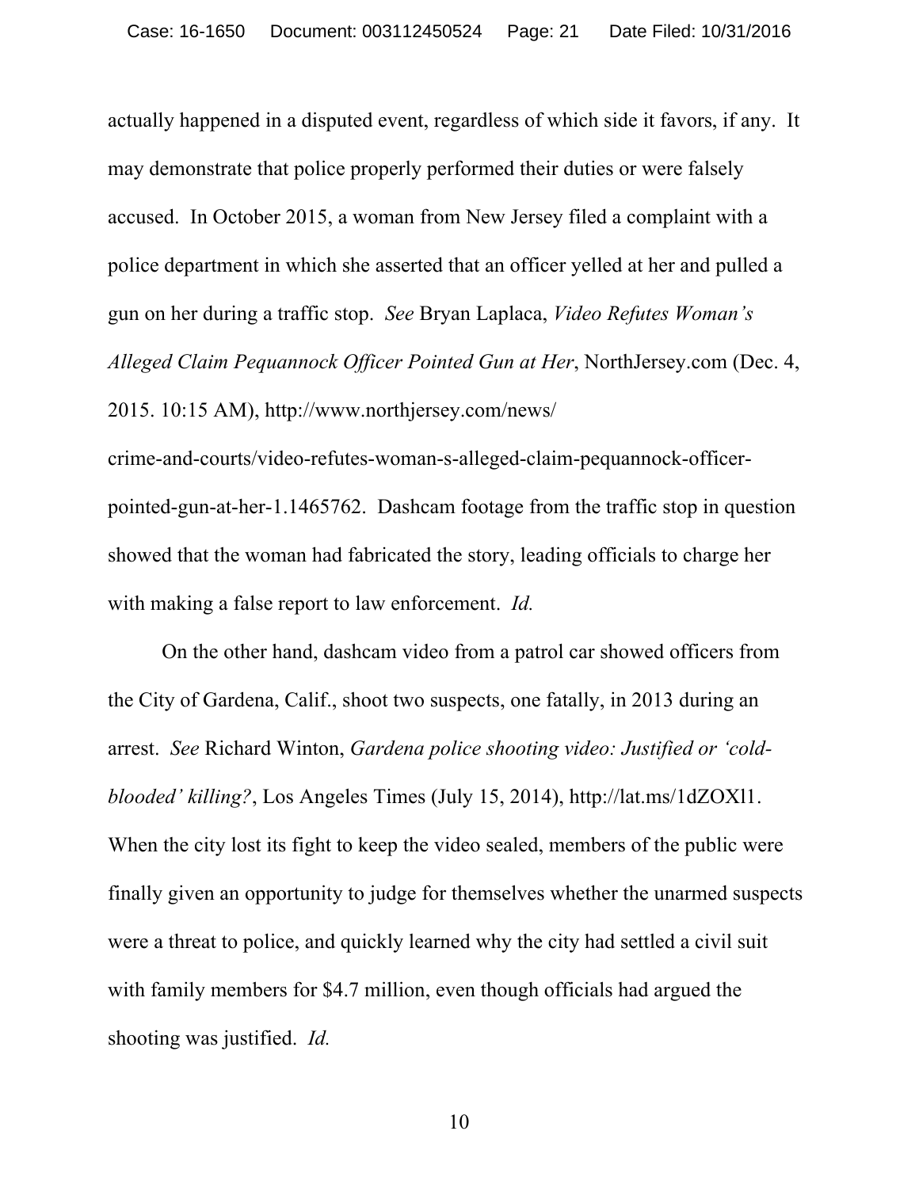actually happened in a disputed event, regardless of which side it favors, if any. It may demonstrate that police properly performed their duties or were falsely accused. In October 2015, a woman from New Jersey filed a complaint with a police department in which she asserted that an officer yelled at her and pulled a gun on her during a traffic stop. *See* Bryan Laplaca, *Video Refutes Woman's Alleged Claim Pequannock Officer Pointed Gun at Her*, NorthJersey.com (Dec. 4, 2015. 10:15 AM), http://www.northjersey.com/news/crime-and-courts/video-refutes-woman-s-alleged-claim-pequannock-officer-pointed-gun-at-her-1.1465762. Dashcam footage from the traffic stop in question showed that the woman had fabricated the story, leading officials to charge her with making a false report to law enforcement. *Id.*

On the other hand, dashcam video from a patrol car showed officers from the City of Gardena, Calif., shoot two suspects, one fatally, in 2013 during an arrest. *See* Richard Winton, *Gardena police shooting video: Justified or 'cold-blooded' killing?*, Los Angeles Times (July 15, 2014), http://lat.ms/1dZOXl1. When the city lost its fight to keep the video sealed, members of the public were finally given an opportunity to judge for themselves whether the unarmed suspects were a threat to police, and quickly learned why the city had settled a civil suit with family members for $4.7 million, even though officials had argued the shooting was justified. *Id.*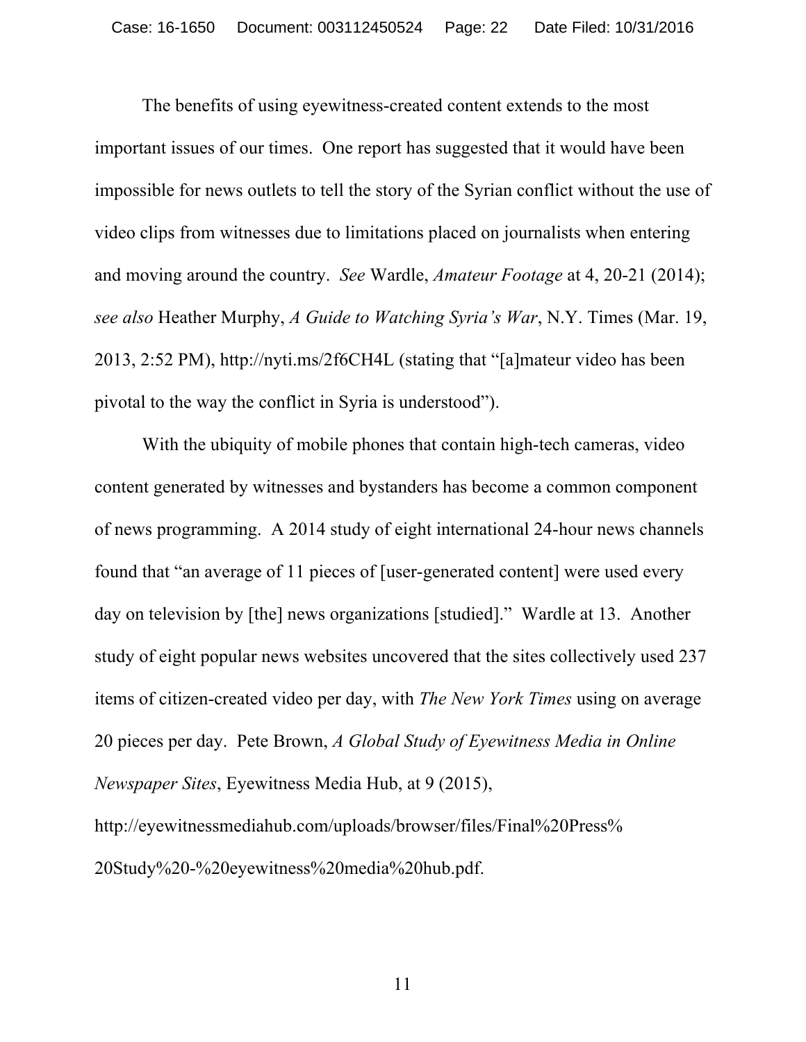The benefits of using eyewitness-created content extends to the most important issues of our times. One report has suggested that it would have been impossible for news outlets to tell the story of the Syrian conflict without the use of video clips from witnesses due to limitations placed on journalists when entering and moving around the country. *See* Wardle, *Amateur Footage* at 4, 20-21 (2014); *see also* Heather Murphy, *A Guide to Watching Syria's War*, N.Y. Times (Mar. 19, 2013, 2:52 PM), http://nyti.ms/2f6CH4L (stating that "[a]mateur video has been pivotal to the way the conflict in Syria is understood").

With the ubiquity of mobile phones that contain high-tech cameras, video content generated by witnesses and bystanders has become a common component of news programming. A 2014 study of eight international 24-hour news channels found that "an average of 11 pieces of [user-generated content] were used every day on television by [the] news organizations [studied]." Wardle at 13. Another study of eight popular news websites uncovered that the sites collectively used 237 items of citizen-created video per day, with *The New York Times* using on average 20 pieces per day. Pete Brown, *A Global Study of Eyewitness Media in Online Newspaper Sites*, Eyewitness Media Hub, at 9 (2015), http://eyewitnessmediahub.com/uploads/browser/files/Final%20Press%20Study%20-%20eyewitness%20media%20hub.pdf.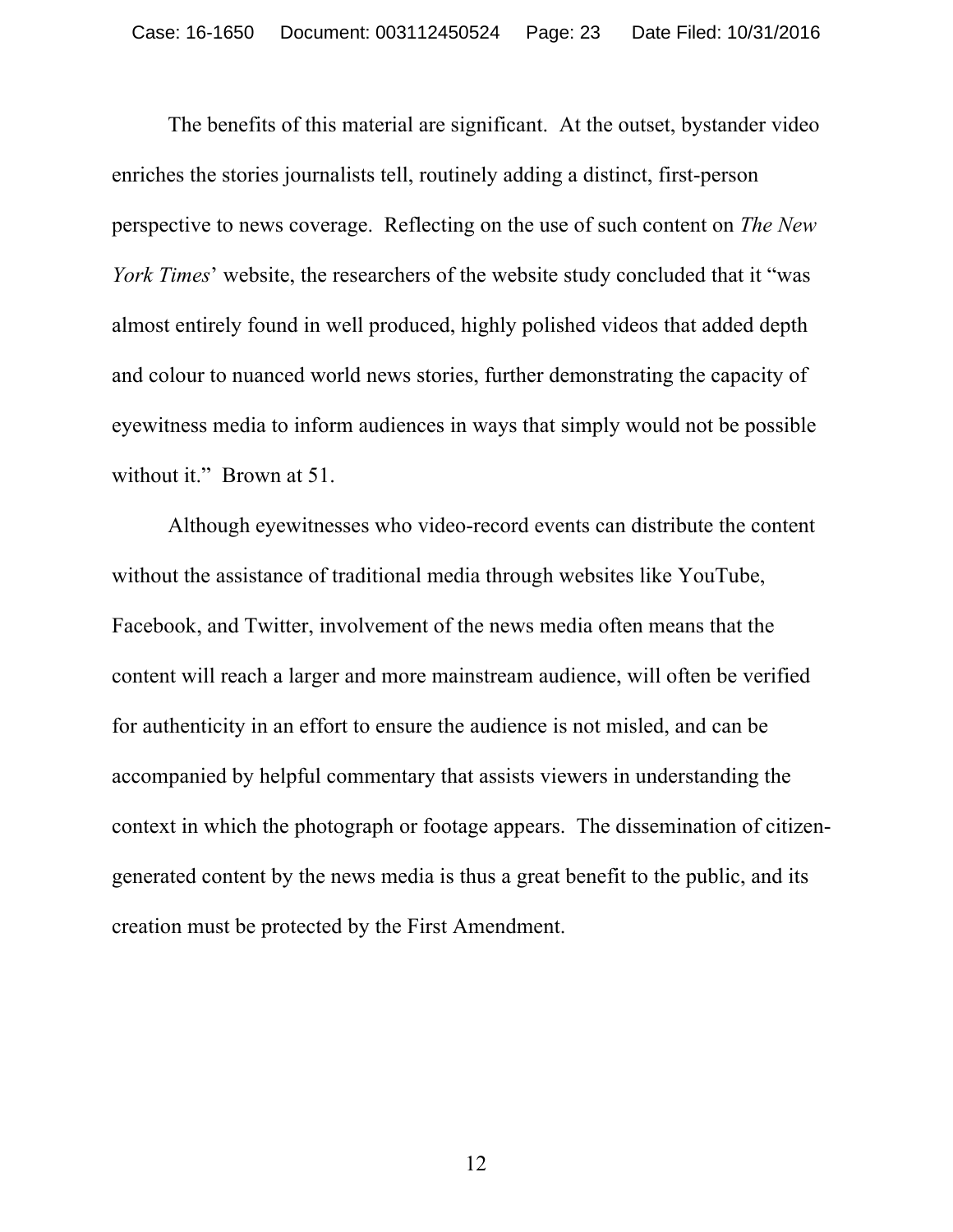The benefits of this material are significant. At the outset, bystander video enriches the stories journalists tell, routinely adding a distinct, first-person perspective to news coverage. Reflecting on the use of such content on *The New York Times*' website, the researchers of the website study concluded that it "was almost entirely found in well produced, highly polished videos that added depth and colour to nuanced world news stories, further demonstrating the capacity of eyewitness media to inform audiences in ways that simply would not be possible without it." Brown at 51.

Although eyewitnesses who video-record events can distribute the content without the assistance of traditional media through websites like YouTube, Facebook, and Twitter, involvement of the news media often means that the content will reach a larger and more mainstream audience, will often be verified for authenticity in an effort to ensure the audience is not misled, and can be accompanied by helpful commentary that assists viewers in understanding the context in which the photograph or footage appears. The dissemination of citizen-generated content by the news media is thus a great benefit to the public, and its creation must be protected by the First Amendment.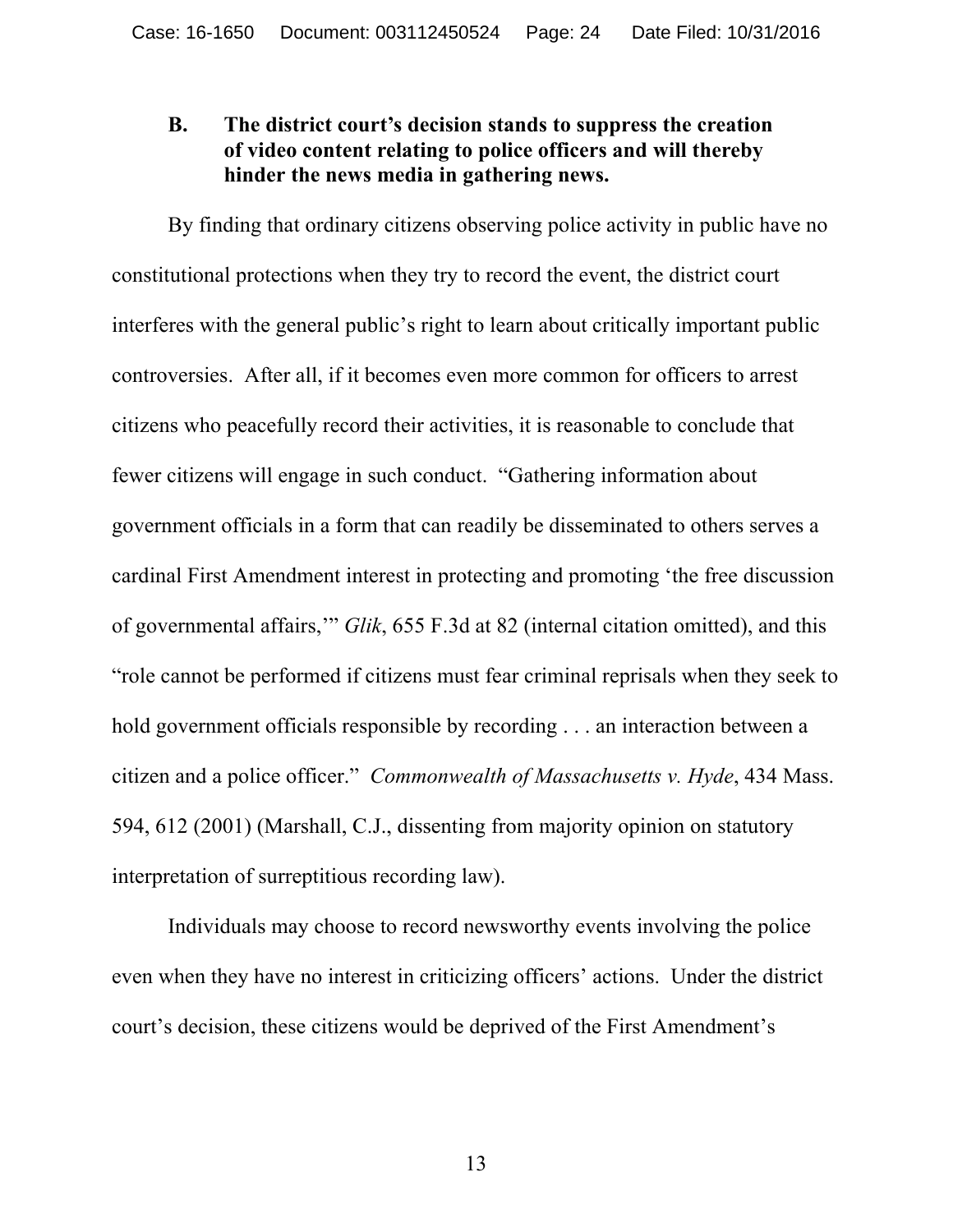### B. The district court's decision stands to suppress the creation of video content relating to police officers and will thereby hinder the news media in gathering news.

By finding that ordinary citizens observing police activity in public have no constitutional protections when they try to record the event, the district court interferes with the general public's right to learn about critically important public controversies. After all, if it becomes even more common for officers to arrest citizens who peacefully record their activities, it is reasonable to conclude that fewer citizens will engage in such conduct. "Gathering information about government officials in a form that can readily be disseminated to others serves a cardinal First Amendment interest in protecting and promoting 'the free discussion of governmental affairs,'" *Glik*, 655 F.3d at 82 (internal citation omitted), and this "role cannot be performed if citizens must fear criminal reprisals when they seek to hold government officials responsible by recording . . . an interaction between a citizen and a police officer." *Commonwealth of Massachusetts v. Hyde*, 434 Mass. 594, 612 (2001) (Marshall, C.J., dissenting from majority opinion on statutory interpretation of surreptitious recording law).

Individuals may choose to record newsworthy events involving the police even when they have no interest in criticizing officers' actions. Under the district court's decision, these citizens would be deprived of the First Amendment's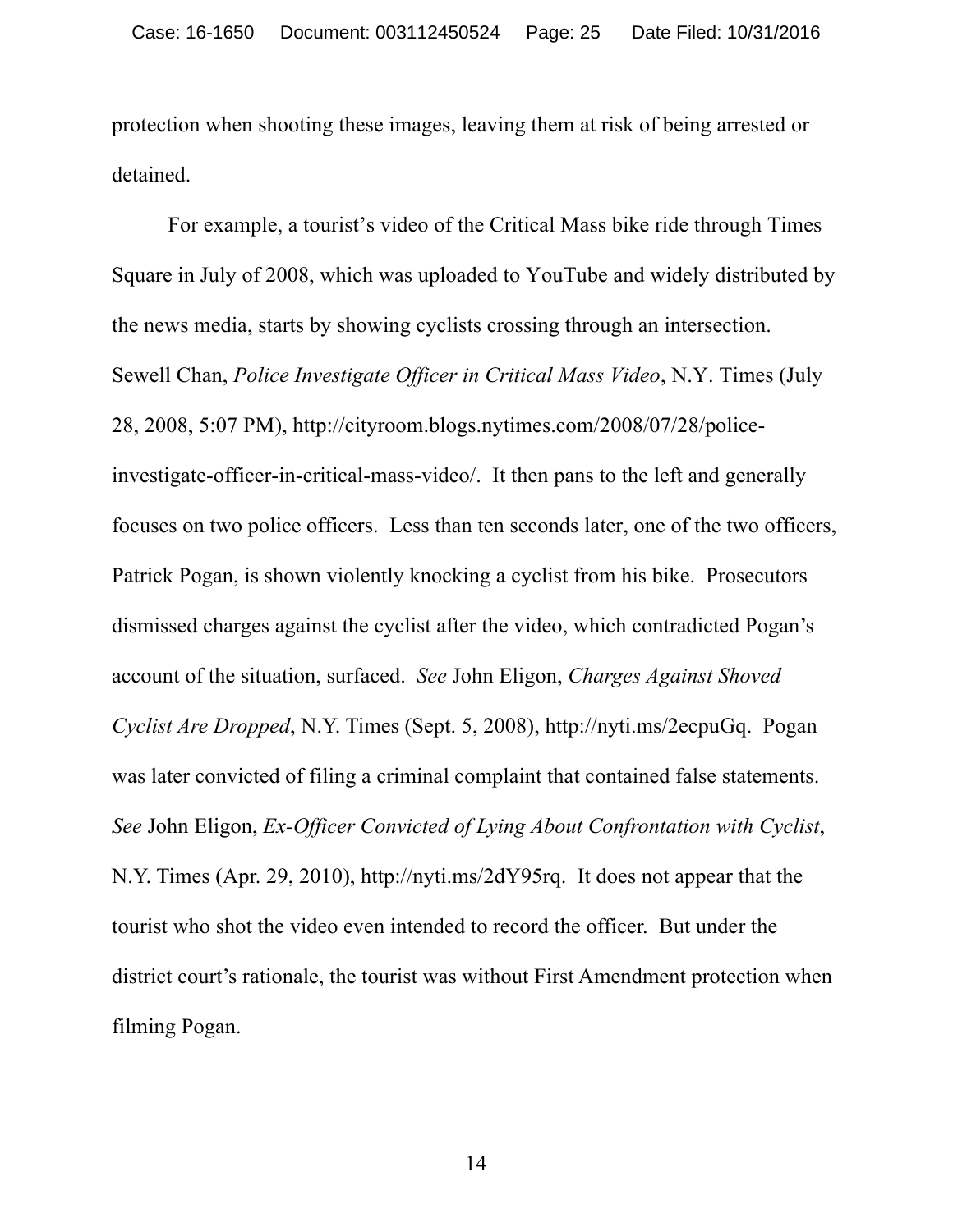protection when shooting these images, leaving them at risk of being arrested or detained.

For example, a tourist's video of the Critical Mass bike ride through Times Square in July of 2008, which was uploaded to YouTube and widely distributed by the news media, starts by showing cyclists crossing through an intersection. Sewell Chan, *Police Investigate Officer in Critical Mass Video*, N.Y. Times (July 28, 2008, 5:07 PM), http://cityroom.blogs.nytimes.com/2008/07/28/police-investigate-officer-in-critical-mass-video/. It then pans to the left and generally focuses on two police officers. Less than ten seconds later, one of the two officers, Patrick Pogan, is shown violently knocking a cyclist from his bike. Prosecutors dismissed charges against the cyclist after the video, which contradicted Pogan's account of the situation, surfaced. *See* John Eligon, *Charges Against Shoved Cyclist Are Dropped*, N.Y. Times (Sept. 5, 2008), http://nyti.ms/2ecpuGq. Pogan was later convicted of filing a criminal complaint that contained false statements. *See* John Eligon, *Ex-Officer Convicted of Lying About Confrontation with Cyclist*, N.Y. Times (Apr. 29, 2010), http://nyti.ms/2dY95rq. It does not appear that the tourist who shot the video even intended to record the officer. But under the district court's rationale, the tourist was without First Amendment protection when filming Pogan.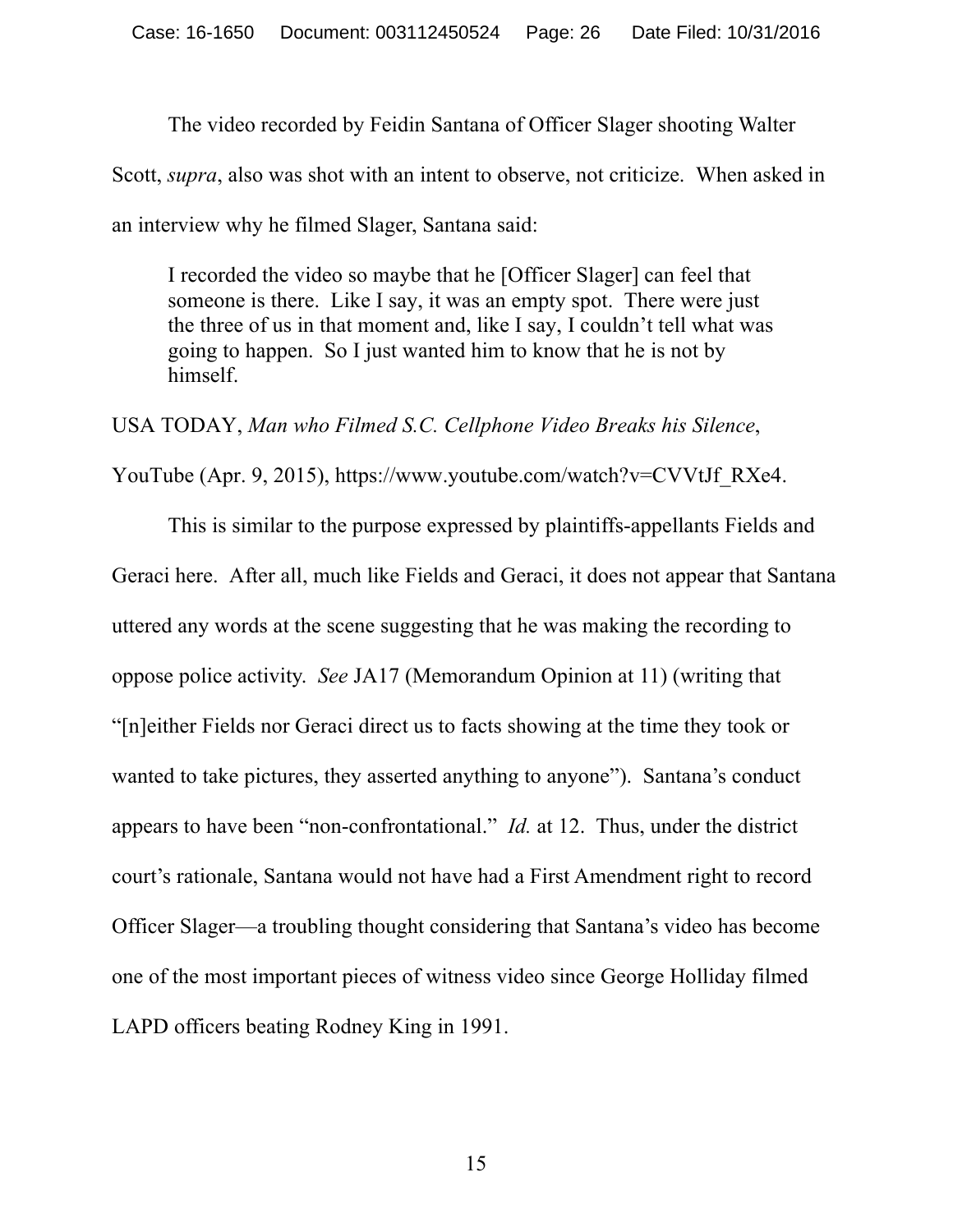The video recorded by Feidin Santana of Officer Slager shooting Walter Scott, *supra*, also was shot with an intent to observe, not criticize. When asked in an interview why he filmed Slager, Santana said:

> I recorded the video so maybe that he [Officer Slager] can feel that someone is there. Like I say, it was an empty spot. There were just the three of us in that moment and, like I say, I couldn't tell what was going to happen. So I just wanted him to know that he is not by himself.

USA TODAY, *Man who Filmed S.C. Cellphone Video Breaks his Silence*, YouTube (Apr. 9, 2015), https://www.youtube.com/watch?v=CVVtJf_RXe4.

This is similar to the purpose expressed by plaintiffs-appellants Fields and Geraci here. After all, much like Fields and Geraci, it does not appear that Santana uttered any words at the scene suggesting that he was making the recording to oppose police activity. *See* JA17 (Memorandum Opinion at 11) (writing that "[n]either Fields nor Geraci direct us to facts showing at the time they took or wanted to take pictures, they asserted anything to anyone"). Santana's conduct appears to have been "non-confrontational." *Id.* at 12. Thus, under the district court's rationale, Santana would not have had a First Amendment right to record Officer Slager—a troubling thought considering that Santana's video has become one of the most important pieces of witness video since George Holliday filmed LAPD officers beating Rodney King in 1991.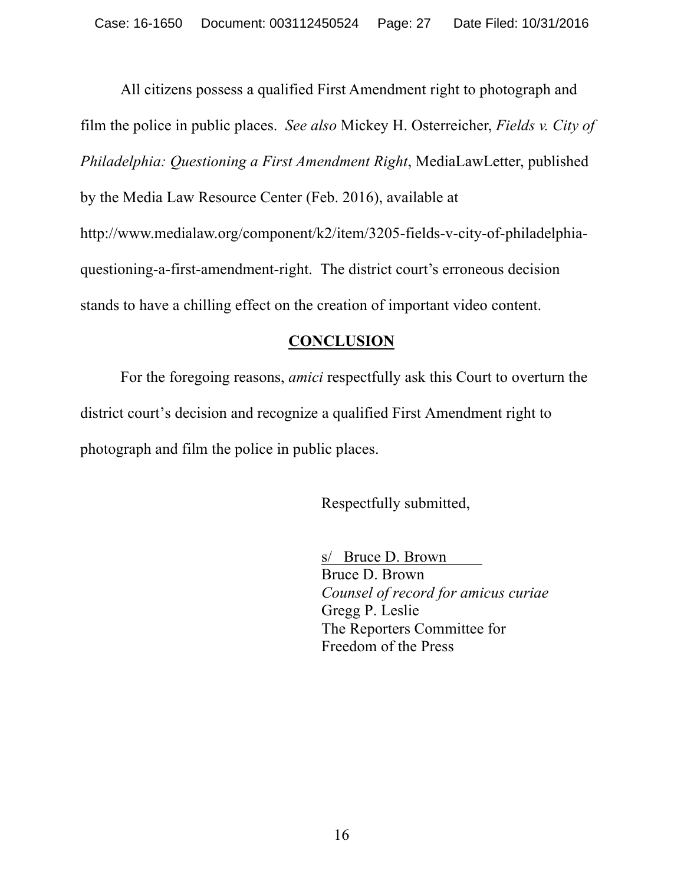All citizens possess a qualified First Amendment right to photograph and film the police in public places. *See also* Mickey H. Osterreicher, *Fields v. City of Philadelphia: Questioning a First Amendment Right*, MediaLawLetter, published by the Media Law Resource Center (Feb. 2016), available at http://www.medialaw.org/component/k2/item/3205-fields-v-city-of-philadelphia-questioning-a-first-amendment-right. The district court's erroneous decision stands to have a chilling effect on the creation of important video content.

## CONCLUSION

For the foregoing reasons, *amici* respectfully ask this Court to overturn the district court's decision and recognize a qualified First Amendment right to photograph and film the police in public places.

Respectfully submitted,

s/ Bruce D. Brown
Bruce D. Brown
*Counsel of record for amicus curiae*
Gregg P. Leslie
The Reporters Committee for
Freedom of the Press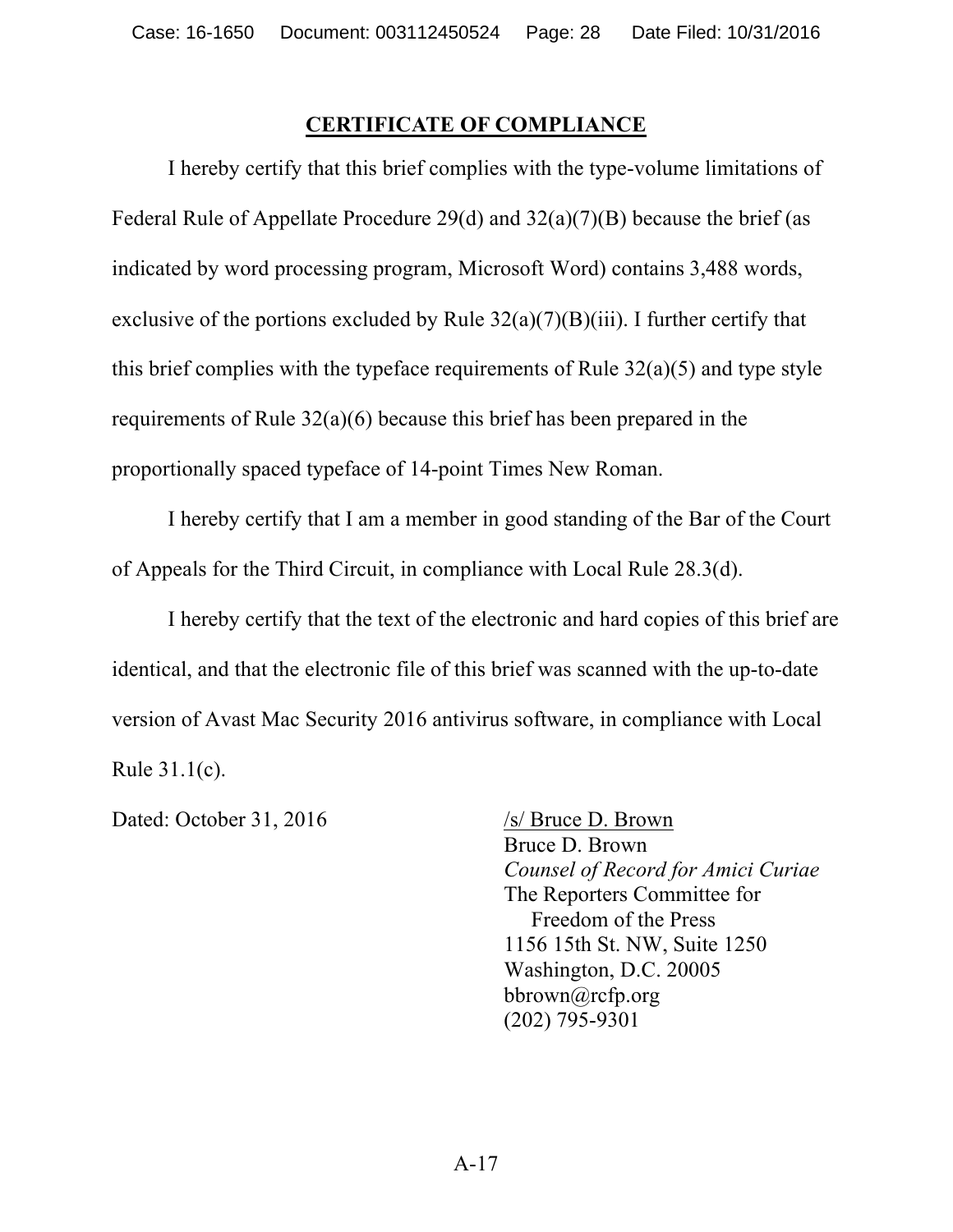## **CERTIFICATE OF COMPLIANCE**

I hereby certify that this brief complies with the type-volume limitations of Federal Rule of Appellate Procedure 29(d) and 32(a)(7)(B) because the brief (as indicated by word processing program, Microsoft Word) contains 3,488 words, exclusive of the portions excluded by Rule 32(a)(7)(B)(iii). I further certify that this brief complies with the typeface requirements of Rule 32(a)(5) and type style requirements of Rule 32(a)(6) because this brief has been prepared in the proportionally spaced typeface of 14-point Times New Roman.

I hereby certify that I am a member in good standing of the Bar of the Court of Appeals for the Third Circuit, in compliance with Local Rule 28.3(d).

I hereby certify that the text of the electronic and hard copies of this brief are identical, and that the electronic file of this brief was scanned with the up-to-date version of Avast Mac Security 2016 antivirus software, in compliance with Local Rule 31.1(c).

Dated: October 31, 2016

/s/ Bruce D. Brown
Bruce D. Brown
*Counsel of Record for Amici Curiae*
The Reporters Committee for Freedom of the Press
1156 15th St. NW, Suite 1250
Washington, D.C. 20005
bbrown@rcfp.org
(202) 795-9301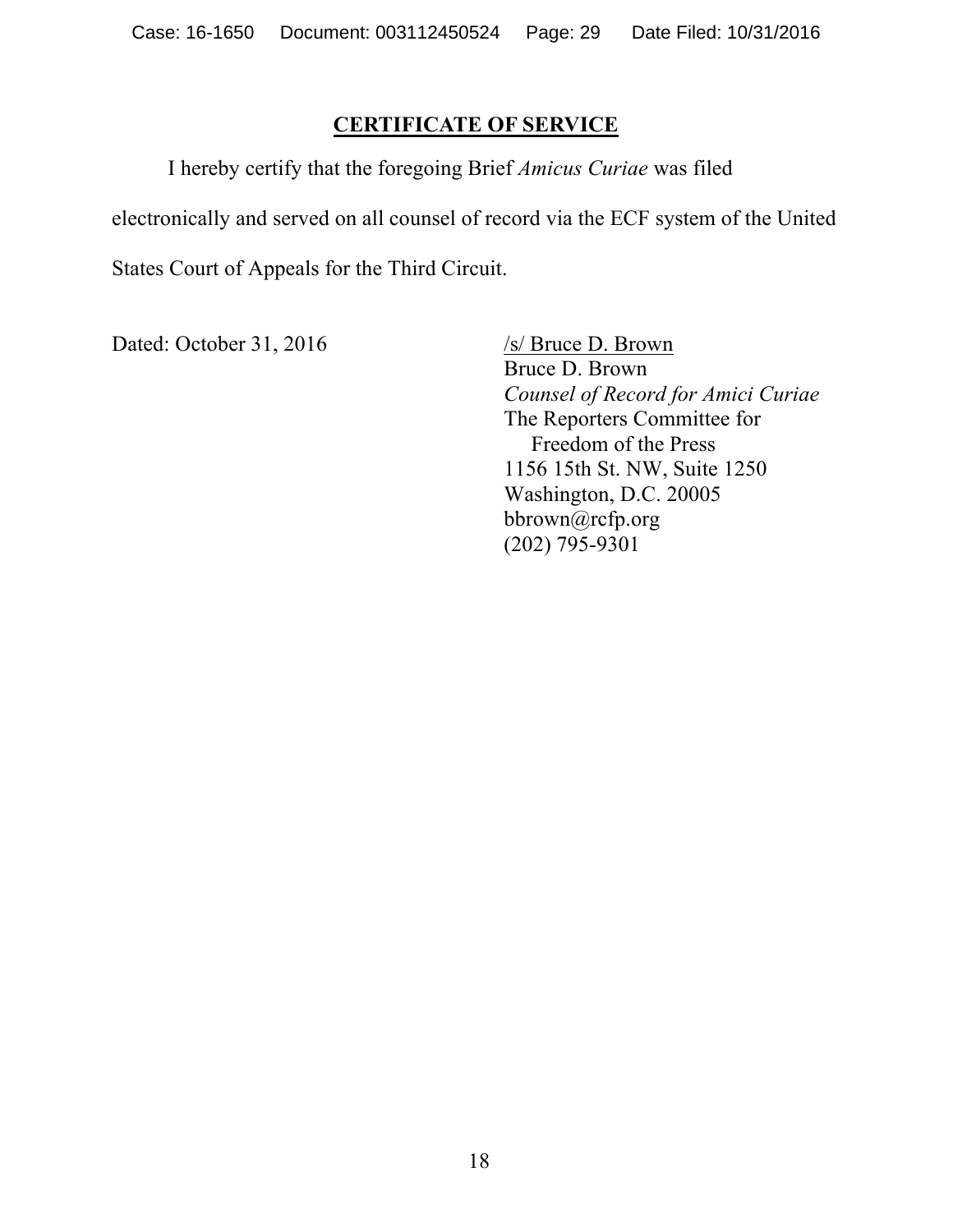## CERTIFICATE OF SERVICE

I hereby certify that the foregoing Brief *Amicus Curiae* was filed electronically and served on all counsel of record via the ECF system of the United States Court of Appeals for the Third Circuit.

Dated: October 31, 2016

/s/ Bruce D. Brown
Bruce D. Brown
*Counsel of Record for Amici Curiae*
The Reporters Committee for Freedom of the Press
1156 15th St. NW, Suite 1250
Washington, D.C. 20005
bbrown@rcfp.org
(202) 795-9301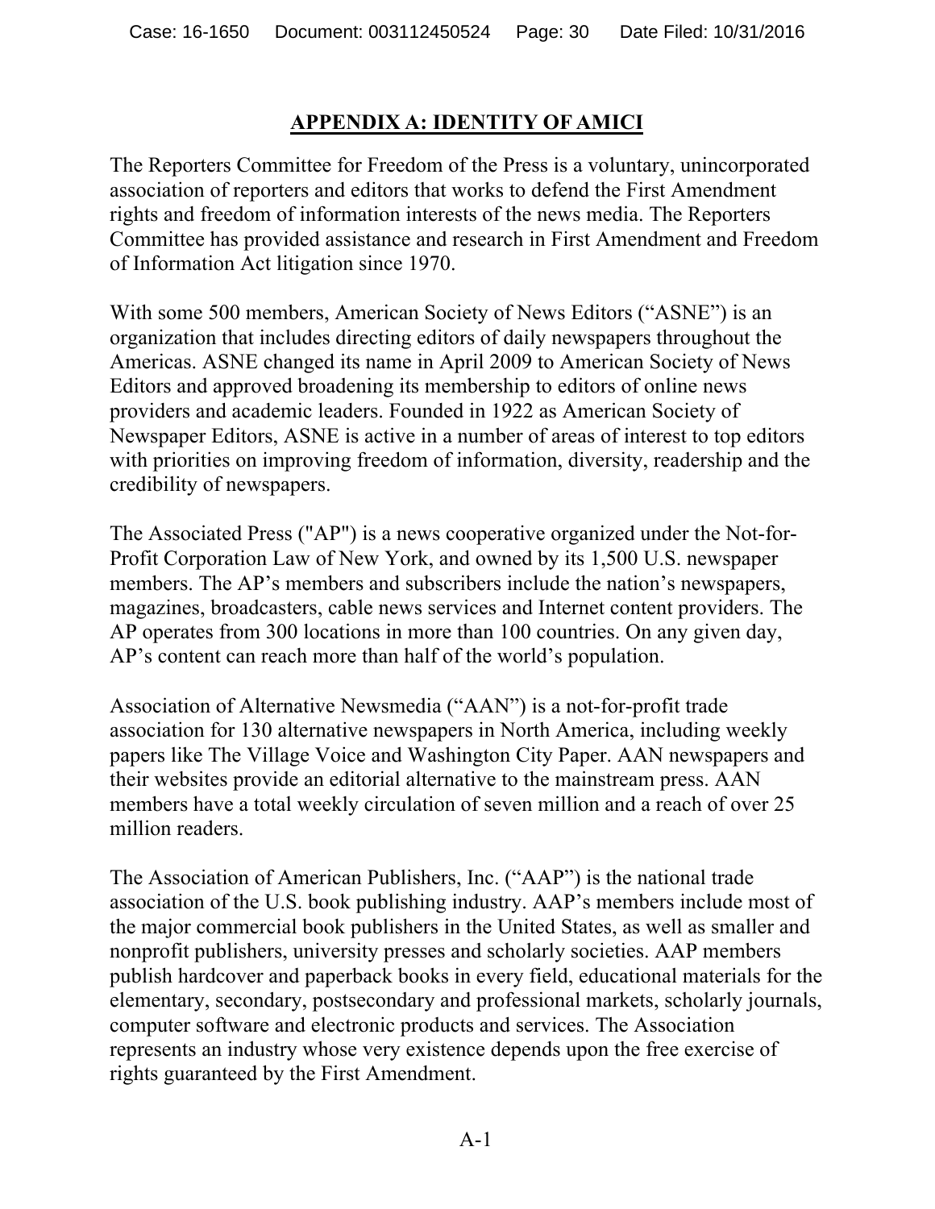## APPENDIX A: IDENTITY OF AMICI

The Reporters Committee for Freedom of the Press is a voluntary, unincorporated association of reporters and editors that works to defend the First Amendment rights and freedom of information interests of the news media. The Reporters Committee has provided assistance and research in First Amendment and Freedom of Information Act litigation since 1970.

With some 500 members, American Society of News Editors ("ASNE") is an organization that includes directing editors of daily newspapers throughout the Americas. ASNE changed its name in April 2009 to American Society of News Editors and approved broadening its membership to editors of online news providers and academic leaders. Founded in 1922 as American Society of Newspaper Editors, ASNE is active in a number of areas of interest to top editors with priorities on improving freedom of information, diversity, readership and the credibility of newspapers.

The Associated Press ("AP") is a news cooperative organized under the Not-for-Profit Corporation Law of New York, and owned by its 1,500 U.S. newspaper members. The AP's members and subscribers include the nation's newspapers, magazines, broadcasters, cable news services and Internet content providers. The AP operates from 300 locations in more than 100 countries. On any given day, AP's content can reach more than half of the world's population.

Association of Alternative Newsmedia ("AAN") is a not-for-profit trade association for 130 alternative newspapers in North America, including weekly papers like The Village Voice and Washington City Paper. AAN newspapers and their websites provide an editorial alternative to the mainstream press. AAN members have a total weekly circulation of seven million and a reach of over 25 million readers.

The Association of American Publishers, Inc. ("AAP") is the national trade association of the U.S. book publishing industry. AAP's members include most of the major commercial book publishers in the United States, as well as smaller and nonprofit publishers, university presses and scholarly societies. AAP members publish hardcover and paperback books in every field, educational materials for the elementary, secondary, postsecondary and professional markets, scholarly journals, computer software and electronic products and services. The Association represents an industry whose very existence depends upon the free exercise of rights guaranteed by the First Amendment.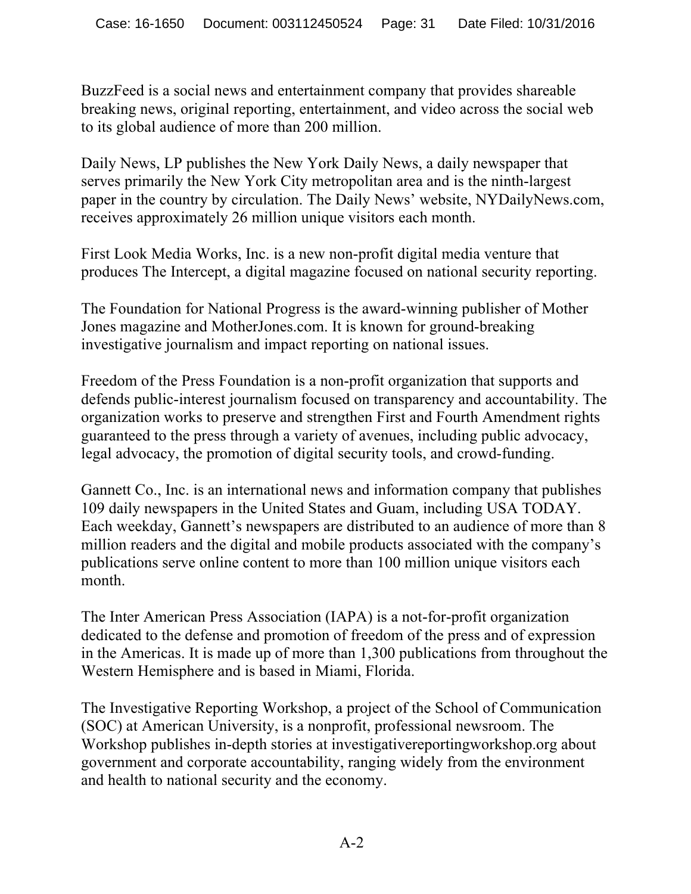BuzzFeed is a social news and entertainment company that provides shareable breaking news, original reporting, entertainment, and video across the social web to its global audience of more than 200 million.

Daily News, LP publishes the New York Daily News, a daily newspaper that serves primarily the New York City metropolitan area and is the ninth-largest paper in the country by circulation. The Daily News' website, NYDailyNews.com, receives approximately 26 million unique visitors each month.

First Look Media Works, Inc. is a new non-profit digital media venture that produces The Intercept, a digital magazine focused on national security reporting.

The Foundation for National Progress is the award-winning publisher of Mother Jones magazine and MotherJones.com. It is known for ground-breaking investigative journalism and impact reporting on national issues.

Freedom of the Press Foundation is a non-profit organization that supports and defends public-interest journalism focused on transparency and accountability. The organization works to preserve and strengthen First and Fourth Amendment rights guaranteed to the press through a variety of avenues, including public advocacy, legal advocacy, the promotion of digital security tools, and crowd-funding.

Gannett Co., Inc. is an international news and information company that publishes 109 daily newspapers in the United States and Guam, including USA TODAY. Each weekday, Gannett's newspapers are distributed to an audience of more than 8 million readers and the digital and mobile products associated with the company's publications serve online content to more than 100 million unique visitors each month.

The Inter American Press Association (IAPA) is a not-for-profit organization dedicated to the defense and promotion of freedom of the press and of expression in the Americas. It is made up of more than 1,300 publications from throughout the Western Hemisphere and is based in Miami, Florida.

The Investigative Reporting Workshop, a project of the School of Communication (SOC) at American University, is a nonprofit, professional newsroom. The Workshop publishes in-depth stories at investigativereportingworkshop.org about government and corporate accountability, ranging widely from the environment and health to national security and the economy.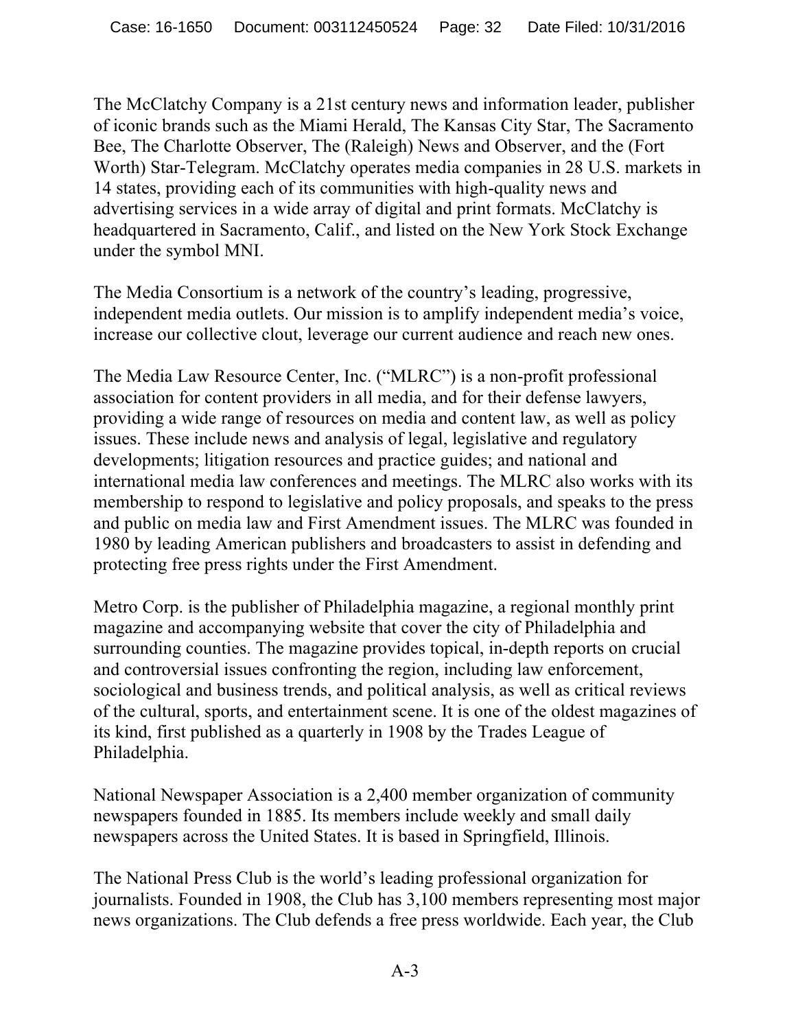The McClatchy Company is a 21st century news and information leader, publisher of iconic brands such as the Miami Herald, The Kansas City Star, The Sacramento Bee, The Charlotte Observer, The (Raleigh) News and Observer, and the (Fort Worth) Star-Telegram. McClatchy operates media companies in 28 U.S. markets in 14 states, providing each of its communities with high-quality news and advertising services in a wide array of digital and print formats. McClatchy is headquartered in Sacramento, Calif., and listed on the New York Stock Exchange under the symbol MNI.

The Media Consortium is a network of the country's leading, progressive, independent media outlets. Our mission is to amplify independent media's voice, increase our collective clout, leverage our current audience and reach new ones.

The Media Law Resource Center, Inc. ("MLRC") is a non-profit professional association for content providers in all media, and for their defense lawyers, providing a wide range of resources on media and content law, as well as policy issues. These include news and analysis of legal, legislative and regulatory developments; litigation resources and practice guides; and national and international media law conferences and meetings. The MLRC also works with its membership to respond to legislative and policy proposals, and speaks to the press and public on media law and First Amendment issues. The MLRC was founded in 1980 by leading American publishers and broadcasters to assist in defending and protecting free press rights under the First Amendment.

Metro Corp. is the publisher of Philadelphia magazine, a regional monthly print magazine and accompanying website that cover the city of Philadelphia and surrounding counties. The magazine provides topical, in-depth reports on crucial and controversial issues confronting the region, including law enforcement, sociological and business trends, and political analysis, as well as critical reviews of the cultural, sports, and entertainment scene. It is one of the oldest magazines of its kind, first published as a quarterly in 1908 by the Trades League of Philadelphia.

National Newspaper Association is a 2,400 member organization of community newspapers founded in 1885. Its members include weekly and small daily newspapers across the United States. It is based in Springfield, Illinois.

The National Press Club is the world's leading professional organization for journalists. Founded in 1908, the Club has 3,100 members representing most major news organizations. The Club defends a free press worldwide. Each year, the Club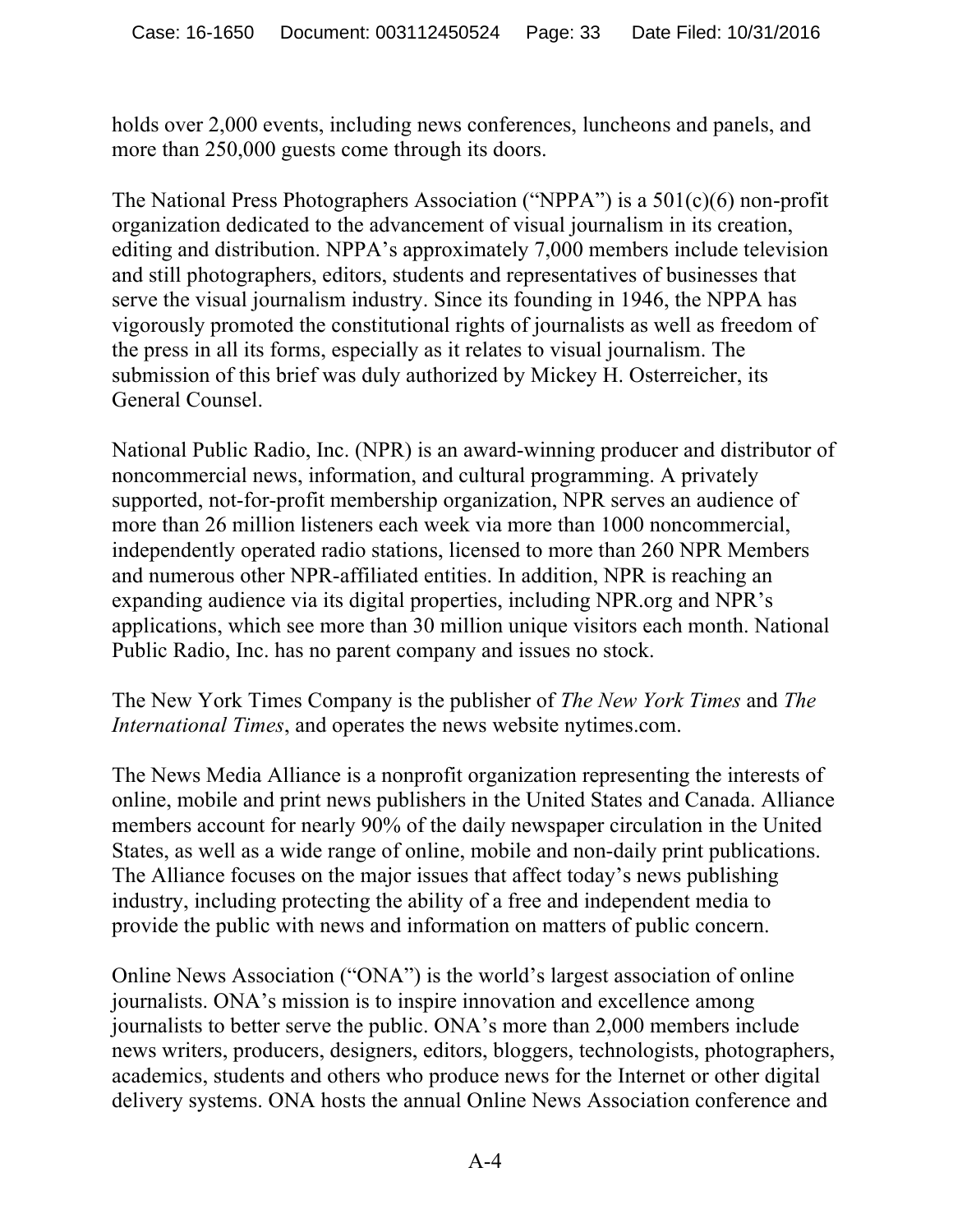holds over 2,000 events, including news conferences, luncheons and panels, and more than 250,000 guests come through its doors.

The National Press Photographers Association ("NPPA") is a 501(c)(6) non-profit organization dedicated to the advancement of visual journalism in its creation, editing and distribution. NPPA's approximately 7,000 members include television and still photographers, editors, students and representatives of businesses that serve the visual journalism industry. Since its founding in 1946, the NPPA has vigorously promoted the constitutional rights of journalists as well as freedom of the press in all its forms, especially as it relates to visual journalism. The submission of this brief was duly authorized by Mickey H. Osterreicher, its General Counsel.

National Public Radio, Inc. (NPR) is an award-winning producer and distributor of noncommercial news, information, and cultural programming. A privately supported, not-for-profit membership organization, NPR serves an audience of more than 26 million listeners each week via more than 1000 noncommercial, independently operated radio stations, licensed to more than 260 NPR Members and numerous other NPR-affiliated entities. In addition, NPR is reaching an expanding audience via its digital properties, including NPR.org and NPR's applications, which see more than 30 million unique visitors each month. National Public Radio, Inc. has no parent company and issues no stock.

The New York Times Company is the publisher of *The New York Times* and *The International Times*, and operates the news website nytimes.com.

The News Media Alliance is a nonprofit organization representing the interests of online, mobile and print news publishers in the United States and Canada. Alliance members account for nearly 90% of the daily newspaper circulation in the United States, as well as a wide range of online, mobile and non-daily print publications. The Alliance focuses on the major issues that affect today's news publishing industry, including protecting the ability of a free and independent media to provide the public with news and information on matters of public concern.

Online News Association ("ONA") is the world's largest association of online journalists. ONA's mission is to inspire innovation and excellence among journalists to better serve the public. ONA's more than 2,000 members include news writers, producers, designers, editors, bloggers, technologists, photographers, academics, students and others who produce news for the Internet or other digital delivery systems. ONA hosts the annual Online News Association conference and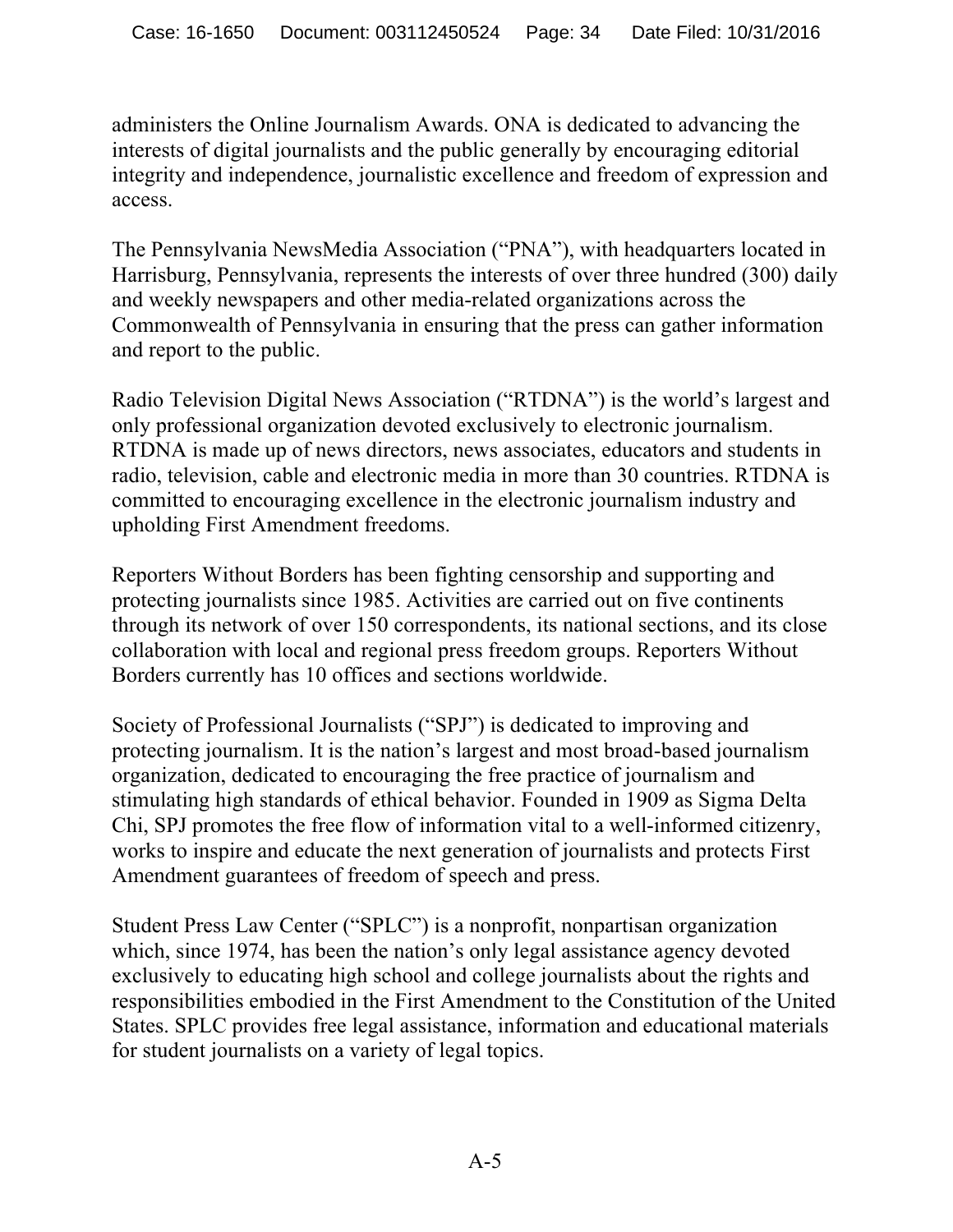administers the Online Journalism Awards. ONA is dedicated to advancing the interests of digital journalists and the public generally by encouraging editorial integrity and independence, journalistic excellence and freedom of expression and access.

The Pennsylvania NewsMedia Association ("PNA"), with headquarters located in Harrisburg, Pennsylvania, represents the interests of over three hundred (300) daily and weekly newspapers and other media-related organizations across the Commonwealth of Pennsylvania in ensuring that the press can gather information and report to the public.

Radio Television Digital News Association ("RTDNA") is the world's largest and only professional organization devoted exclusively to electronic journalism. RTDNA is made up of news directors, news associates, educators and students in radio, television, cable and electronic media in more than 30 countries. RTDNA is committed to encouraging excellence in the electronic journalism industry and upholding First Amendment freedoms.

Reporters Without Borders has been fighting censorship and supporting and protecting journalists since 1985. Activities are carried out on five continents through its network of over 150 correspondents, its national sections, and its close collaboration with local and regional press freedom groups. Reporters Without Borders currently has 10 offices and sections worldwide.

Society of Professional Journalists ("SPJ") is dedicated to improving and protecting journalism. It is the nation's largest and most broad-based journalism organization, dedicated to encouraging the free practice of journalism and stimulating high standards of ethical behavior. Founded in 1909 as Sigma Delta Chi, SPJ promotes the free flow of information vital to a well-informed citizenry, works to inspire and educate the next generation of journalists and protects First Amendment guarantees of freedom of speech and press.

Student Press Law Center ("SPLC") is a nonprofit, nonpartisan organization which, since 1974, has been the nation's only legal assistance agency devoted exclusively to educating high school and college journalists about the rights and responsibilities embodied in the First Amendment to the Constitution of the United States. SPLC provides free legal assistance, information and educational materials for student journalists on a variety of legal topics.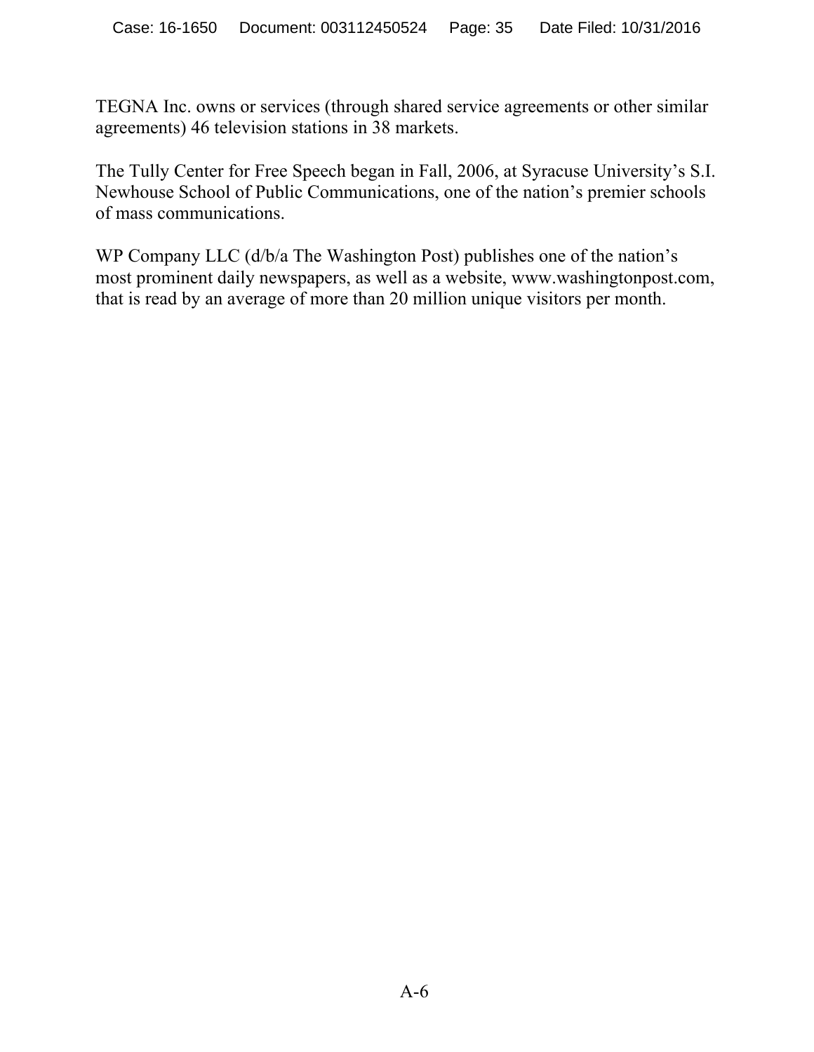TEGNA Inc. owns or services (through shared service agreements or other similar agreements) 46 television stations in 38 markets.

The Tully Center for Free Speech began in Fall, 2006, at Syracuse University's S.I. Newhouse School of Public Communications, one of the nation's premier schools of mass communications.

WP Company LLC (d/b/a The Washington Post) publishes one of the nation's most prominent daily newspapers, as well as a website, www.washingtonpost.com, that is read by an average of more than 20 million unique visitors per month.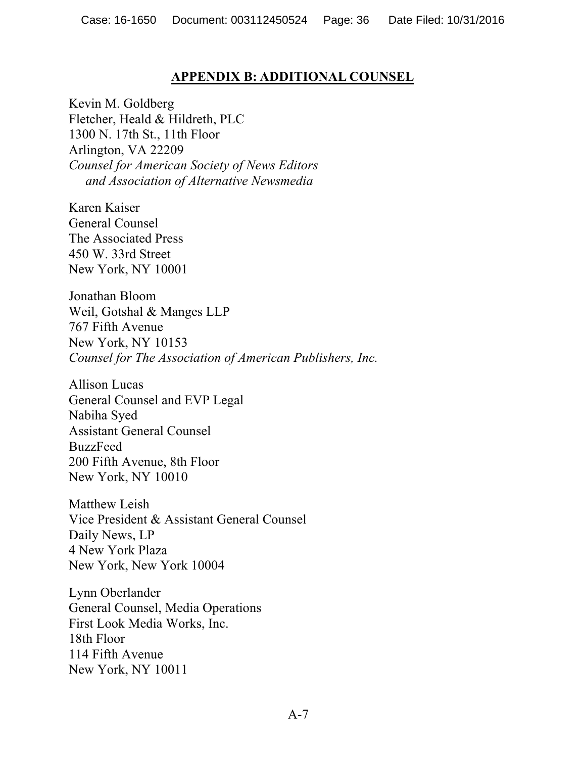## APPENDIX B: ADDITIONAL COUNSEL

Kevin M. Goldberg
Fletcher, Heald & Hildreth, PLC
1300 N. 17th St., 11th Floor
Arlington, VA 22209
*Counsel for American Society of News Editors and Association of Alternative Newsmedia*

Karen Kaiser
General Counsel
The Associated Press
450 W. 33rd Street
New York, NY 10001

Jonathan Bloom
Weil, Gotshal & Manges LLP
767 Fifth Avenue
New York, NY 10153
*Counsel for The Association of American Publishers, Inc.*

Allison Lucas
General Counsel and EVP Legal
Nabiha Syed
Assistant General Counsel
BuzzFeed
200 Fifth Avenue, 8th Floor
New York, NY 10010

Matthew Leish
Vice President & Assistant General Counsel
Daily News, LP
4 New York Plaza
New York, New York 10004

Lynn Oberlander
General Counsel, Media Operations
First Look Media Works, Inc.
18th Floor
114 Fifth Avenue
New York, NY 10011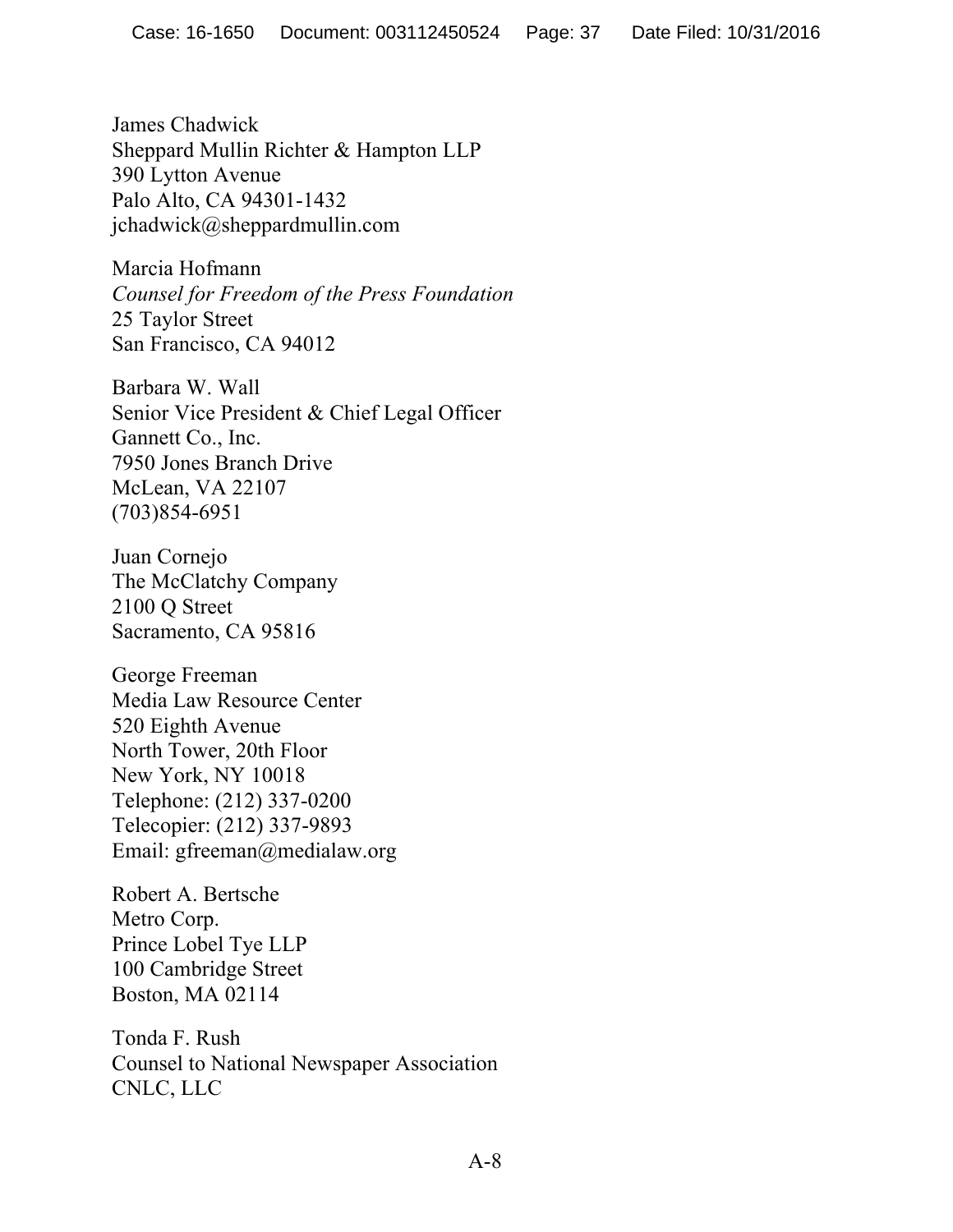James Chadwick
Sheppard Mullin Richter & Hampton LLP
390 Lytton Avenue
Palo Alto, CA 94301-1432
jchadwick@sheppardmullin.com

Marcia Hofmann
*Counsel for Freedom of the Press Foundation*
25 Taylor Street
San Francisco, CA 94012

Barbara W. Wall
Senior Vice President & Chief Legal Officer
Gannett Co., Inc.
7950 Jones Branch Drive
McLean, VA 22107
(703)854-6951

Juan Cornejo
The McClatchy Company
2100 Q Street
Sacramento, CA 95816

George Freeman
Media Law Resource Center
520 Eighth Avenue
North Tower, 20th Floor
New York, NY 10018
Telephone: (212) 337-0200
Telecopier: (212) 337-9893
Email: gfreeman@medialaw.org

Robert A. Bertsche
Metro Corp.
Prince Lobel Tye LLP
100 Cambridge Street
Boston, MA 02114

Tonda F. Rush
Counsel to National Newspaper Association
CNLC, LLC

A-8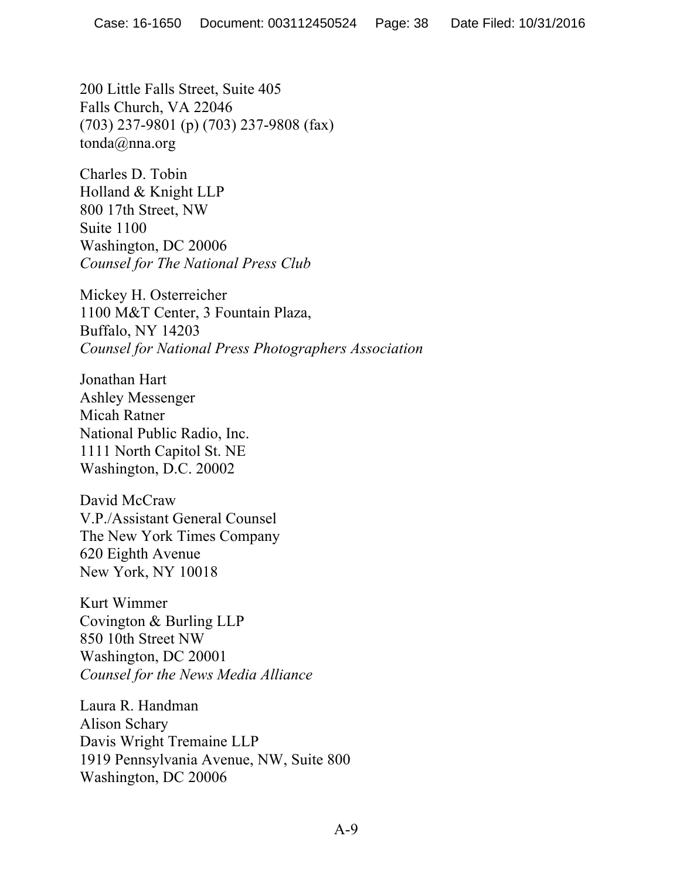200 Little Falls Street, Suite 405
Falls Church, VA 22046
(703) 237-9801 (p) (703) 237-9808 (fax)
tonda@nna.org

Charles D. Tobin
Holland & Knight LLP
800 17th Street, NW
Suite 1100
Washington, DC 20006
*Counsel for The National Press Club*

Mickey H. Osterreicher
1100 M&T Center, 3 Fountain Plaza,
Buffalo, NY 14203
*Counsel for National Press Photographers Association*

Jonathan Hart
Ashley Messenger
Micah Ratner
National Public Radio, Inc.
1111 North Capitol St. NE
Washington, D.C. 20002

David McCraw
V.P./Assistant General Counsel
The New York Times Company
620 Eighth Avenue
New York, NY 10018

Kurt Wimmer
Covington & Burling LLP
850 10th Street NW
Washington, DC 20001
*Counsel for the News Media Alliance*

Laura R. Handman
Alison Schary
Davis Wright Tremaine LLP
1919 Pennsylvania Avenue, NW, Suite 800
Washington, DC 20006

A-9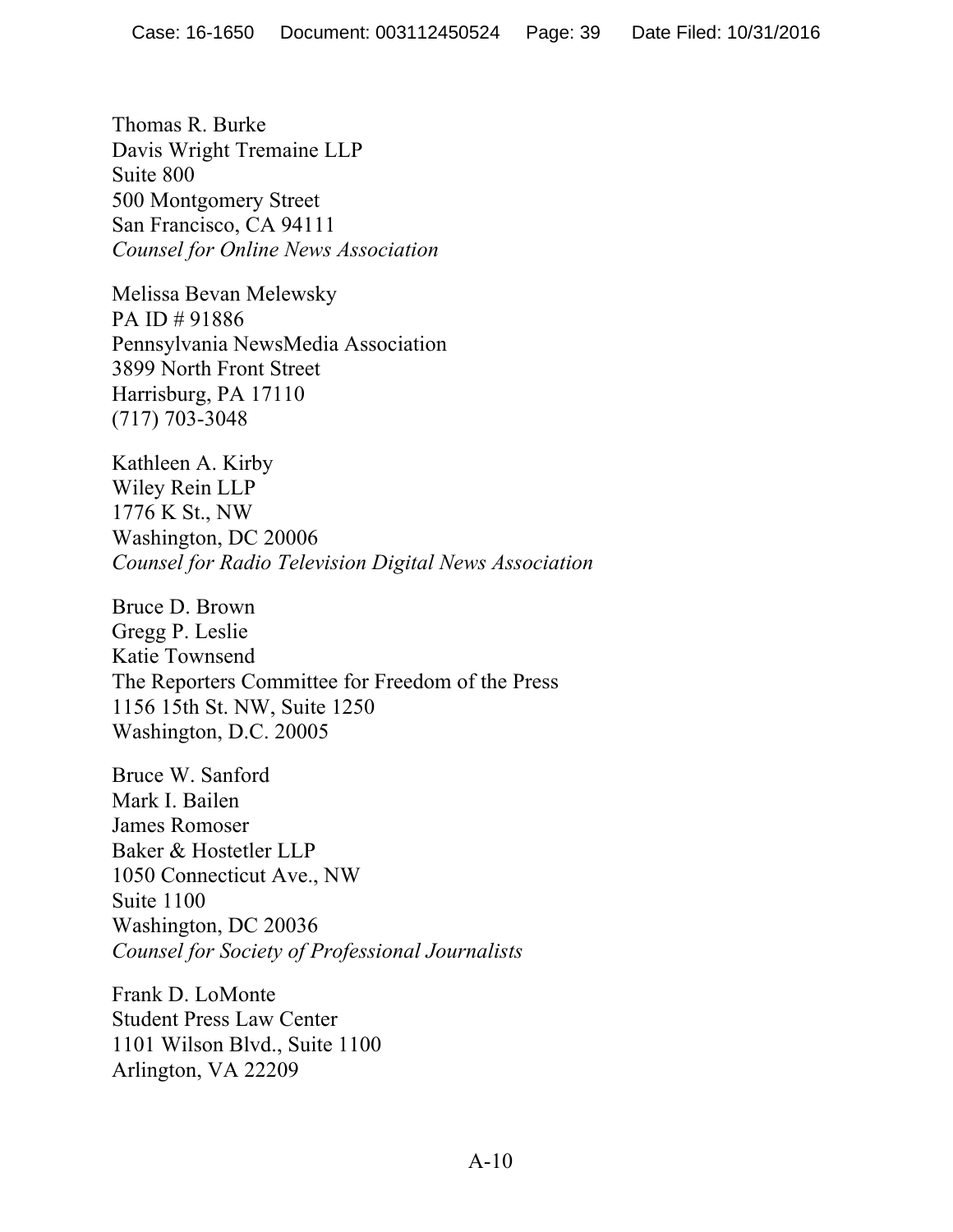Thomas R. Burke
Davis Wright Tremaine LLP
Suite 800
500 Montgomery Street
San Francisco, CA 94111
*Counsel for Online News Association*

Melissa Bevan Melewsky
PA ID # 91886
Pennsylvania NewsMedia Association
3899 North Front Street
Harrisburg, PA 17110
(717) 703-3048

Kathleen A. Kirby
Wiley Rein LLP
1776 K St., NW
Washington, DC 20006
*Counsel for Radio Television Digital News Association*

Bruce D. Brown
Gregg P. Leslie
Katie Townsend
The Reporters Committee for Freedom of the Press
1156 15th St. NW, Suite 1250
Washington, D.C. 20005

Bruce W. Sanford
Mark I. Bailen
James Romoser
Baker & Hostetler LLP
1050 Connecticut Ave., NW
Suite 1100
Washington, DC 20036
*Counsel for Society of Professional Journalists*

Frank D. LoMonte
Student Press Law Center
1101 Wilson Blvd., Suite 1100
Arlington, VA 22209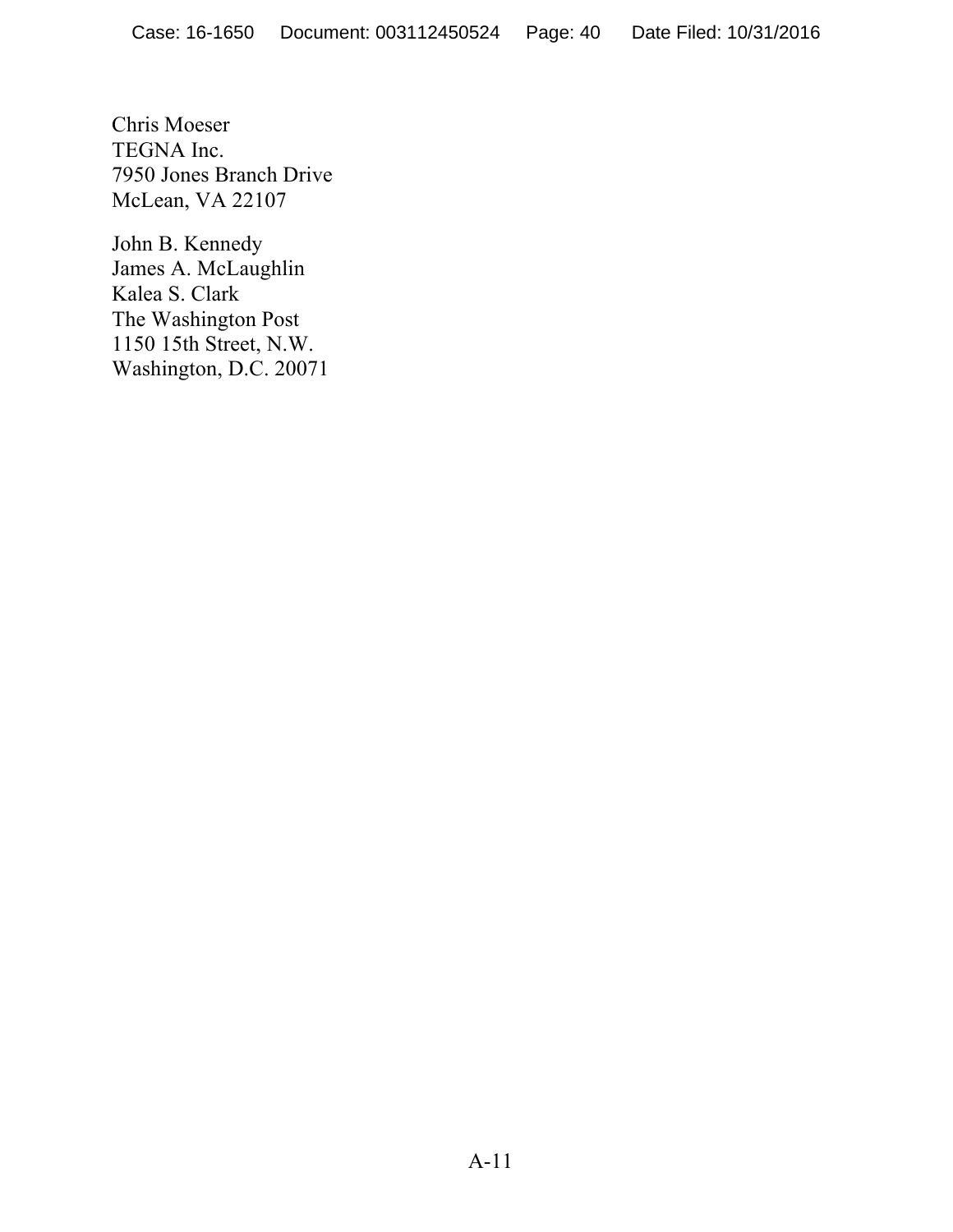Chris Moeser
TEGNA Inc.
7950 Jones Branch Drive
McLean, VA 22107

John B. Kennedy
James A. McLaughlin
Kalea S. Clark
The Washington Post
1150 15th Street, N.W.
Washington, D.C. 20071

A-11